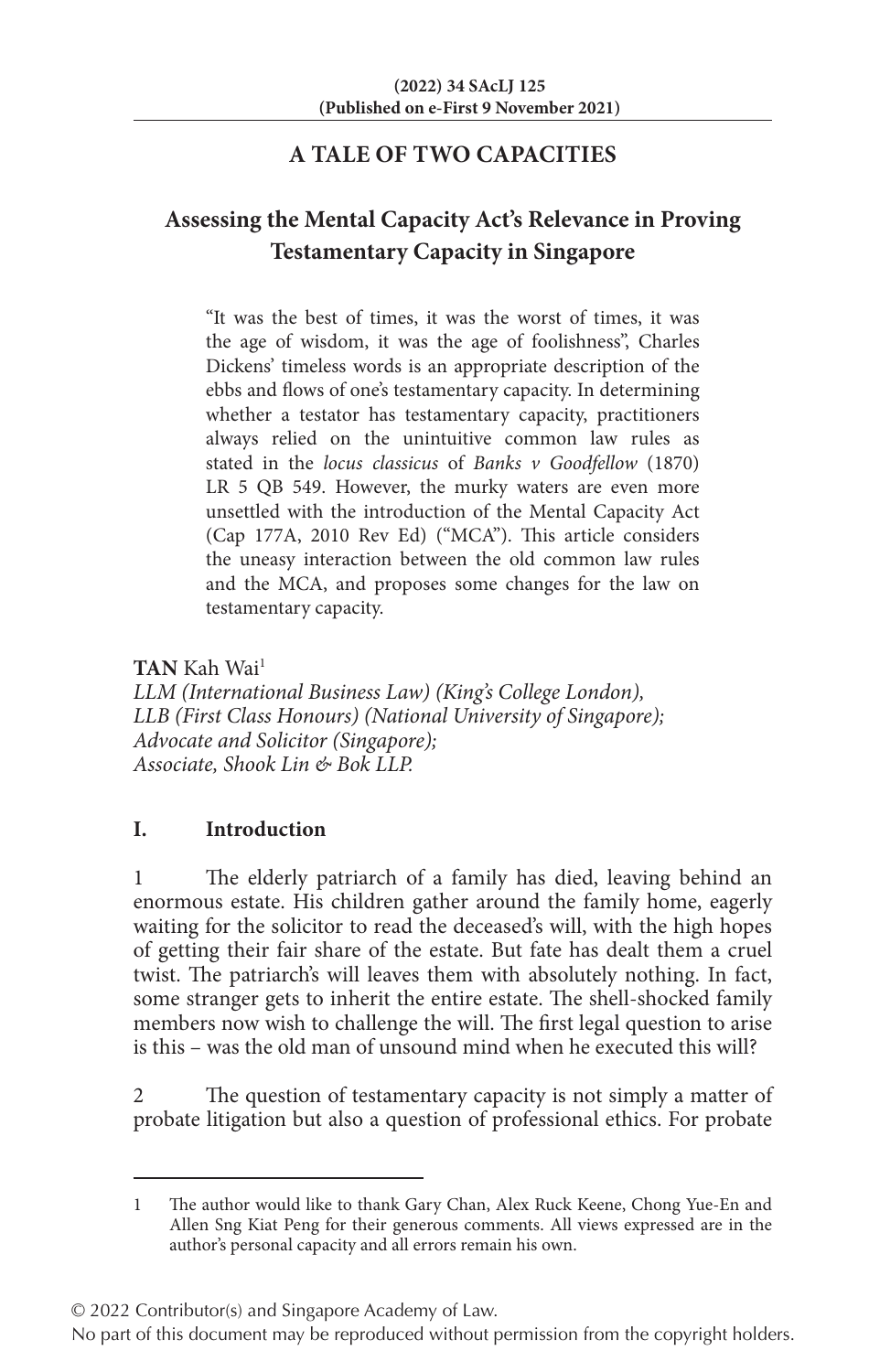# A TALE OF TWO CAPACITIES

## Assessing the Mental Capacity Act's Relevance in Proving Testamentary Capacity in Singapore

> "It was the best of times, it was the worst of times, it was the age of wisdom, it was the age of foolishness", Charles Dickens' timeless words is an appropriate description of the ebbs and flows of one's testamentary capacity. In determining whether a testator has testamentary capacity, practitioners always relied on the unintuitive common law rules as stated in the *locus classicus* of *Banks v Goodfellow* (1870) LR 5 QB 549. However, the murky waters are even more unsettled with the introduction of the Mental Capacity Act (Cap 177A, 2010 Rev Ed) ("MCA"). This article considers the uneasy interaction between the old common law rules and the MCA, and proposes some changes for the law on testamentary capacity.

**TAN** Kah Wai[1]
*LLM (International Business Law) (King's College London),*
*LLB (First Class Honours) (National University of Singapore);*
*Advocate and Solicitor (Singapore);*
*Associate, Shook Lin & Bok LLP.*

### I. Introduction

1 The elderly patriarch of a family has died, leaving behind an enormous estate. His children gather around the family home, eagerly waiting for the solicitor to read the deceased's will, with the high hopes of getting their fair share of the estate. But fate has dealt them a cruel twist. The patriarch's will leaves them with absolutely nothing. In fact, some stranger gets to inherit the entire estate. The shell-shocked family members now wish to challenge the will. The first legal question to arise is this – was the old man of unsound mind when he executed this will?

2 The question of testamentary capacity is not simply a matter of probate litigation but also a question of professional ethics. For probate

---

1 The author would like to thank Gary Chan, Alex Ruck Keene, Chong Yue-En and Allen Sng Kiat Peng for their generous comments. All views expressed are in the author's personal capacity and all errors remain his own.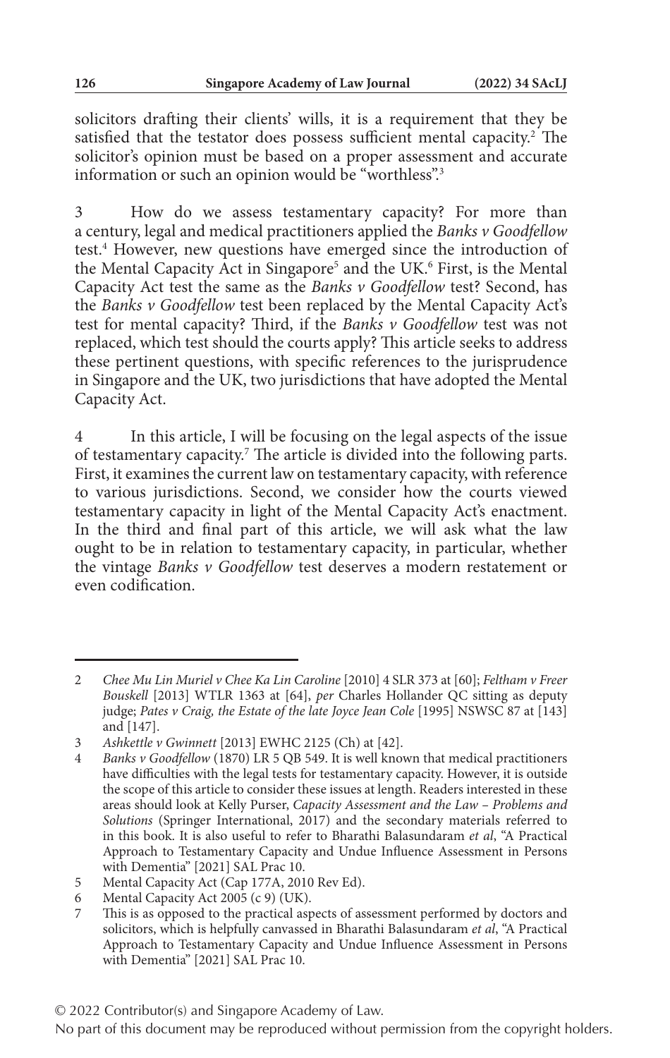solicitors drafting their clients' wills, it is a requirement that they be satisfied that the testator does possess sufficient mental capacity.[2] The solicitor's opinion must be based on a proper assessment and accurate information or such an opinion would be "worthless".[3]

3 How do we assess testamentary capacity? For more than a century, legal and medical practitioners applied the *Banks v Goodfellow* test.[4] However, new questions have emerged since the introduction of the Mental Capacity Act in Singapore[5] and the UK.[6] First, is the Mental Capacity Act test the same as the *Banks v Goodfellow* test? Second, has the *Banks v Goodfellow* test been replaced by the Mental Capacity Act's test for mental capacity? Third, if the *Banks v Goodfellow* test was not replaced, which test should the courts apply? This article seeks to address these pertinent questions, with specific references to the jurisprudence in Singapore and the UK, two jurisdictions that have adopted the Mental Capacity Act.

4 In this article, I will be focusing on the legal aspects of the issue of testamentary capacity.[7] The article is divided into the following parts. First, it examines the current law on testamentary capacity, with reference to various jurisdictions. Second, we consider how the courts viewed testamentary capacity in light of the Mental Capacity Act's enactment. In the third and final part of this article, we will ask what the law ought to be in relation to testamentary capacity, in particular, whether the vintage *Banks v Goodfellow* test deserves a modern restatement or even codification.

---

2 *Chee Mu Lin Muriel v Chee Ka Lin Caroline* [2010] 4 SLR 373 at [60]; *Feltham v Freer Bouskell* [2013] WTLR 1363 at [64], *per* Charles Hollander QC sitting as deputy judge; *Pates v Craig, the Estate of the late Joyce Jean Cole* [1995] NSWSC 87 at [143] and [147].

3 *Ashkettle v Gwinnett* [2013] EWHC 2125 (Ch) at [42].

4 *Banks v Goodfellow* (1870) LR 5 QB 549. It is well known that medical practitioners have difficulties with the legal tests for testamentary capacity. However, it is outside the scope of this article to consider these issues at length. Readers interested in these areas should look at Kelly Purser, *Capacity Assessment and the Law – Problems and Solutions* (Springer International, 2017) and the secondary materials referred to in this book. It is also useful to refer to Bharathi Balasundaram *et al*, "A Practical Approach to Testamentary Capacity and Undue Influence Assessment in Persons with Dementia" [2021] SAL Prac 10.

5 Mental Capacity Act (Cap 177A, 2010 Rev Ed).

6 Mental Capacity Act 2005 (c 9) (UK).

7 This is as opposed to the practical aspects of assessment performed by doctors and solicitors, which is helpfully canvassed in Bharathi Balasundaram *et al*, "A Practical Approach to Testamentary Capacity and Undue Influence Assessment in Persons with Dementia" [2021] SAL Prac 10.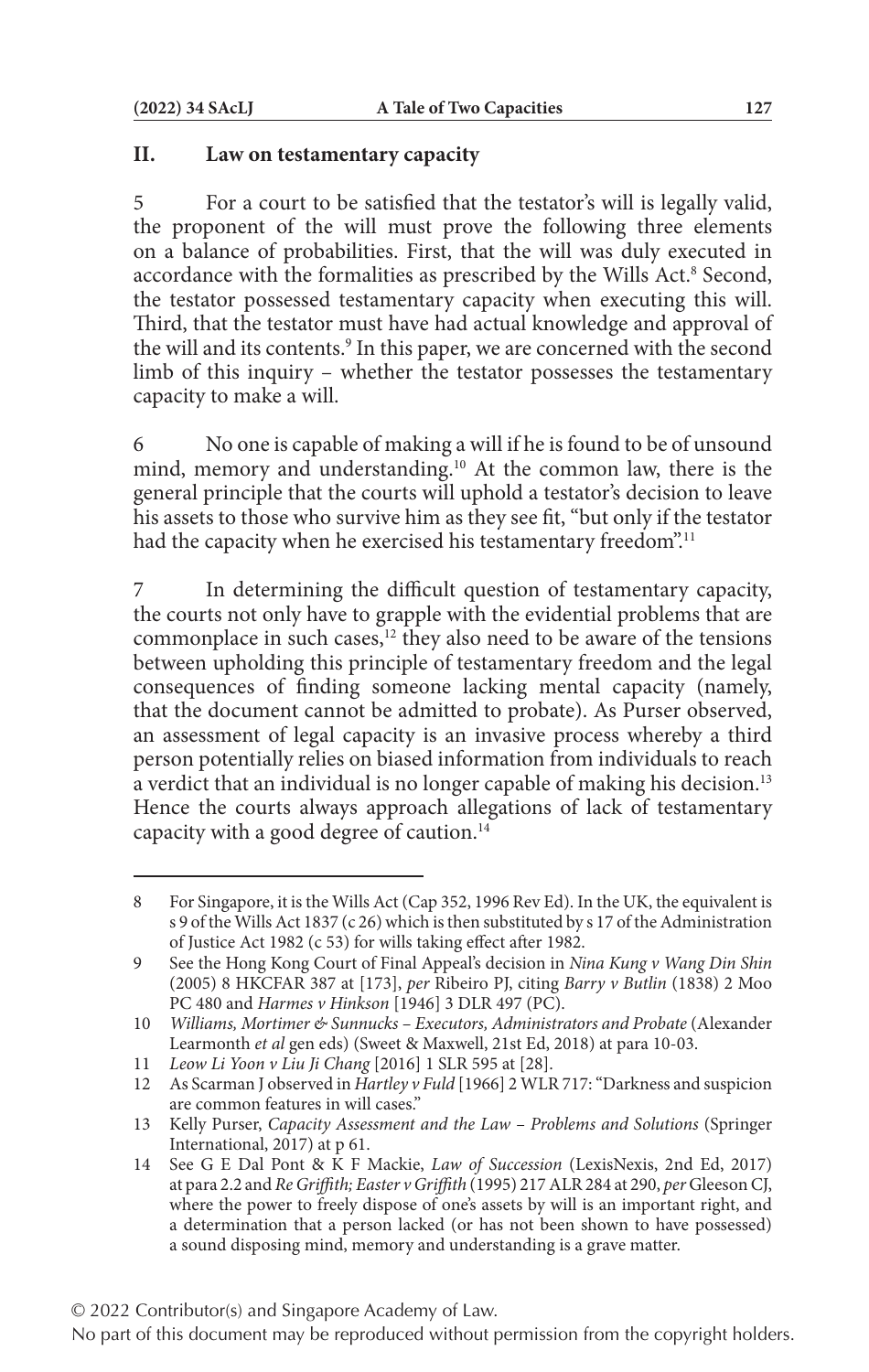## II. Law on testamentary capacity

5 For a court to be satisfied that the testator's will is legally valid, the proponent of the will must prove the following three elements on a balance of probabilities. First, that the will was duly executed in accordance with the formalities as prescribed by the Wills Act.[8] Second, the testator possessed testamentary capacity when executing this will. Third, that the testator must have had actual knowledge and approval of the will and its contents.[9] In this paper, we are concerned with the second limb of this inquiry – whether the testator possesses the testamentary capacity to make a will.

6 No one is capable of making a will if he is found to be of unsound mind, memory and understanding.[10] At the common law, there is the general principle that the courts will uphold a testator's decision to leave his assets to those who survive him as they see fit, "but only if the testator had the capacity when he exercised his testamentary freedom".[11]

7 In determining the difficult question of testamentary capacity, the courts not only have to grapple with the evidential problems that are commonplace in such cases,[12] they also need to be aware of the tensions between upholding this principle of testamentary freedom and the legal consequences of finding someone lacking mental capacity (namely, that the document cannot be admitted to probate). As Purser observed, an assessment of legal capacity is an invasive process whereby a third person potentially relies on biased information from individuals to reach a verdict that an individual is no longer capable of making his decision.[13] Hence the courts always approach allegations of lack of testamentary capacity with a good degree of caution.[14]

---

8 For Singapore, it is the Wills Act (Cap 352, 1996 Rev Ed). In the UK, the equivalent is s 9 of the Wills Act 1837 (c 26) which is then substituted by s 17 of the Administration of Justice Act 1982 (c 53) for wills taking effect after 1982.

9 See the Hong Kong Court of Final Appeal's decision in *Nina Kung v Wang Din Shin* (2005) 8 HKCFAR 387 at [173], *per* Ribeiro PJ, citing *Barry v Butlin* (1838) 2 Moo PC 480 and *Harmes v Hinkson* [1946] 3 DLR 497 (PC).

10 *Williams, Mortimer & Sunnucks – Executors, Administrators and Probate* (Alexander Learmonth *et al* gen eds) (Sweet & Maxwell, 21st Ed, 2018) at para 10-03.

11 *Leow Li Yoon v Liu Ji Chang* [2016] 1 SLR 595 at [28].

12 As Scarman J observed in *Hartley v Fuld* [1966] 2 WLR 717: "Darkness and suspicion are common features in will cases."

13 Kelly Purser, *Capacity Assessment and the Law – Problems and Solutions* (Springer International, 2017) at p 61.

14 See G E Dal Pont & K F Mackie, *Law of Succession* (LexisNexis, 2nd Ed, 2017) at para 2.2 and *Re Griffith; Easter v Griffith* (1995) 217 ALR 284 at 290, *per* Gleeson CJ, where the power to freely dispose of one's assets by will is an important right, and a determination that a person lacked (or has not been shown to have possessed) a sound disposing mind, memory and understanding is a grave matter.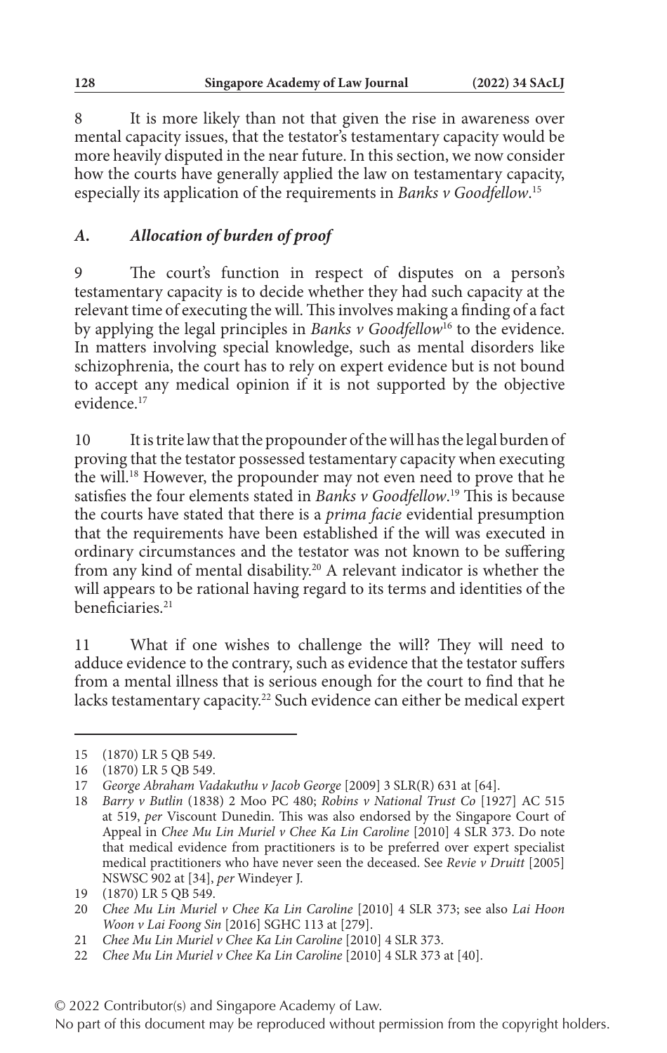8 It is more likely than not that given the rise in awareness over mental capacity issues, that the testator's testamentary capacity would be more heavily disputed in the near future. In this section, we now consider how the courts have generally applied the law on testamentary capacity, especially its application of the requirements in *Banks v Goodfellow*.[15]

### *A. Allocation of burden of proof*

9 The court's function in respect of disputes on a person's testamentary capacity is to decide whether they had such capacity at the relevant time of executing the will. This involves making a finding of a fact by applying the legal principles in *Banks v Goodfellow*[16] to the evidence. In matters involving special knowledge, such as mental disorders like schizophrenia, the court has to rely on expert evidence but is not bound to accept any medical opinion if it is not supported by the objective evidence.[17]

10 It is trite law that the propounder of the will has the legal burden of proving that the testator possessed testamentary capacity when executing the will.[18] However, the propounder may not even need to prove that he satisfies the four elements stated in *Banks v Goodfellow*.[19] This is because the courts have stated that there is a *prima facie* evidential presumption that the requirements have been established if the will was executed in ordinary circumstances and the testator was not known to be suffering from any kind of mental disability.[20] A relevant indicator is whether the will appears to be rational having regard to its terms and identities of the beneficiaries.[21]

11 What if one wishes to challenge the will? They will need to adduce evidence to the contrary, such as evidence that the testator suffers from a mental illness that is serious enough for the court to find that he lacks testamentary capacity.[22] Such evidence can either be medical expert

---

15 (1870) LR 5 QB 549.

16 (1870) LR 5 QB 549.

17 *George Abraham Vadakuthu v Jacob George* [2009] 3 SLR(R) 631 at [64].

18 *Barry v Butlin* (1838) 2 Moo PC 480; *Robins v National Trust Co* [1927] AC 515 at 519, *per* Viscount Dunedin. This was also endorsed by the Singapore Court of Appeal in *Chee Mu Lin Muriel v Chee Ka Lin Caroline* [2010] 4 SLR 373. Do note that medical evidence from practitioners is to be preferred over expert specialist medical practitioners who have never seen the deceased. See *Revie v Druitt* [2005] NSWSC 902 at [34], *per* Windeyer J.

19 (1870) LR 5 QB 549.

20 *Chee Mu Lin Muriel v Chee Ka Lin Caroline* [2010] 4 SLR 373; see also *Lai Hoon Woon v Lai Foong Sin* [2016] SGHC 113 at [279].

21 *Chee Mu Lin Muriel v Chee Ka Lin Caroline* [2010] 4 SLR 373.

22 *Chee Mu Lin Muriel v Chee Ka Lin Caroline* [2010] 4 SLR 373 at [40].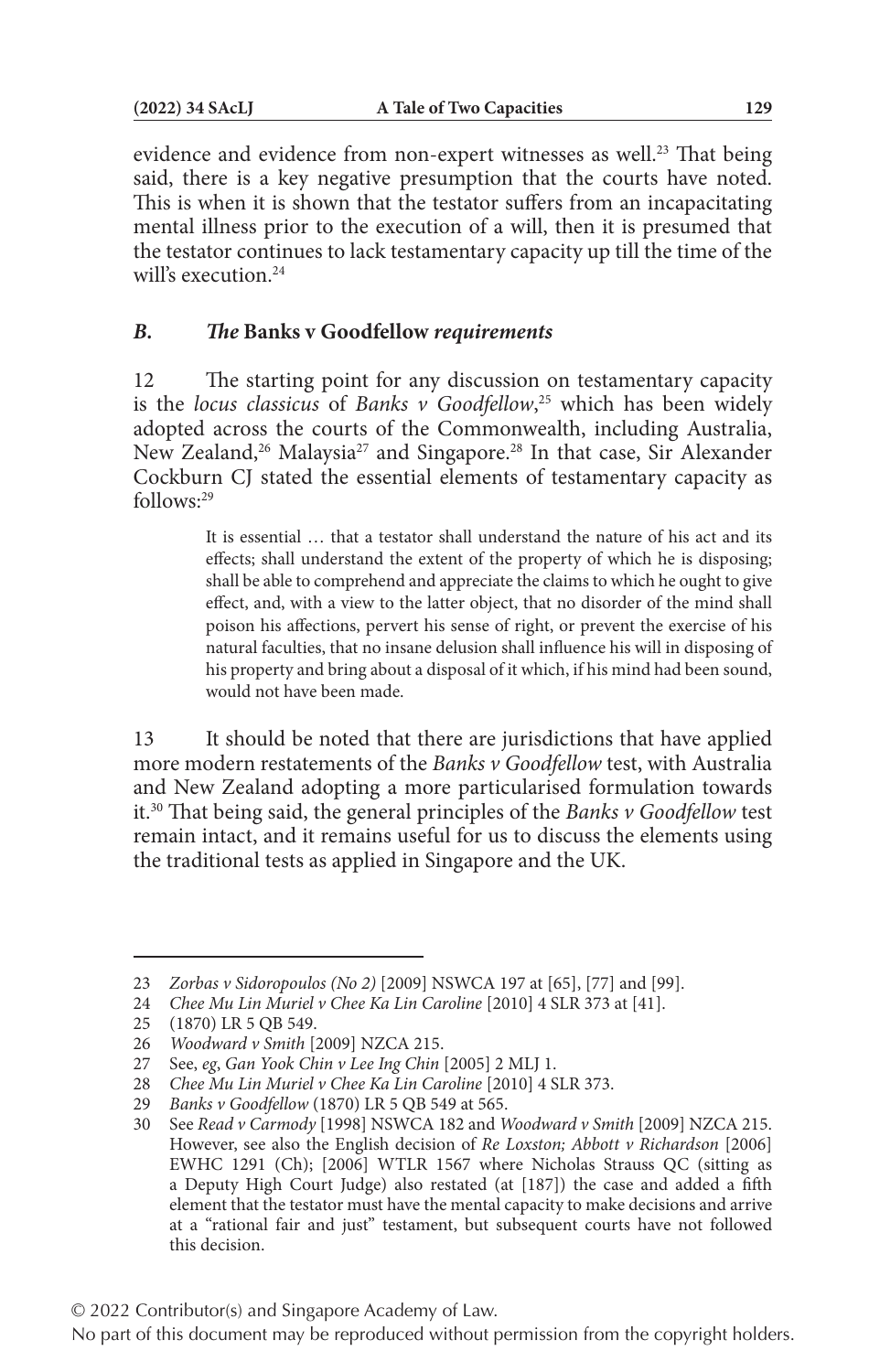evidence and evidence from non-expert witnesses as well.[23] That being said, there is a key negative presumption that the courts have noted. This is when it is shown that the testator suffers from an incapacitating mental illness prior to the execution of a will, then it is presumed that the testator continues to lack testamentary capacity up till the time of the will's execution.[24]

### *B. The* **Banks v Goodfellow** *requirements*

12 The starting point for any discussion on testamentary capacity is the *locus classicus* of *Banks v Goodfellow*,[25] which has been widely adopted across the courts of the Commonwealth, including Australia, New Zealand,[26] Malaysia[27] and Singapore.[28] In that case, Sir Alexander Cockburn CJ stated the essential elements of testamentary capacity as follows:[29]

> It is essential … that a testator shall understand the nature of his act and its effects; shall understand the extent of the property of which he is disposing; shall be able to comprehend and appreciate the claims to which he ought to give effect, and, with a view to the latter object, that no disorder of the mind shall poison his affections, pervert his sense of right, or prevent the exercise of his natural faculties, that no insane delusion shall influence his will in disposing of his property and bring about a disposal of it which, if his mind had been sound, would not have been made.

13 It should be noted that there are jurisdictions that have applied more modern restatements of the *Banks v Goodfellow* test, with Australia and New Zealand adopting a more particularised formulation towards it.[30] That being said, the general principles of the *Banks v Goodfellow* test remain intact, and it remains useful for us to discuss the elements using the traditional tests as applied in Singapore and the UK.

---

23 *Zorbas v Sidoropoulos (No 2)* [2009] NSWCA 197 at [65], [77] and [99].

24 *Chee Mu Lin Muriel v Chee Ka Lin Caroline* [2010] 4 SLR 373 at [41].

25 (1870) LR 5 QB 549.

26 *Woodward v Smith* [2009] NZCA 215.

27 See, *eg*, *Gan Yook Chin v Lee Ing Chin* [2005] 2 MLJ 1.

28 *Chee Mu Lin Muriel v Chee Ka Lin Caroline* [2010] 4 SLR 373.

29 *Banks v Goodfellow* (1870) LR 5 QB 549 at 565.

30 See *Read v Carmody* [1998] NSWCA 182 and *Woodward v Smith* [2009] NZCA 215. However, see also the English decision of *Re Loxston; Abbott v Richardson* [2006] EWHC 1291 (Ch); [2006] WTLR 1567 where Nicholas Strauss QC (sitting as a Deputy High Court Judge) also restated (at [187]) the case and added a fifth element that the testator must have the mental capacity to make decisions and arrive at a "rational fair and just" testament, but subsequent courts have not followed this decision.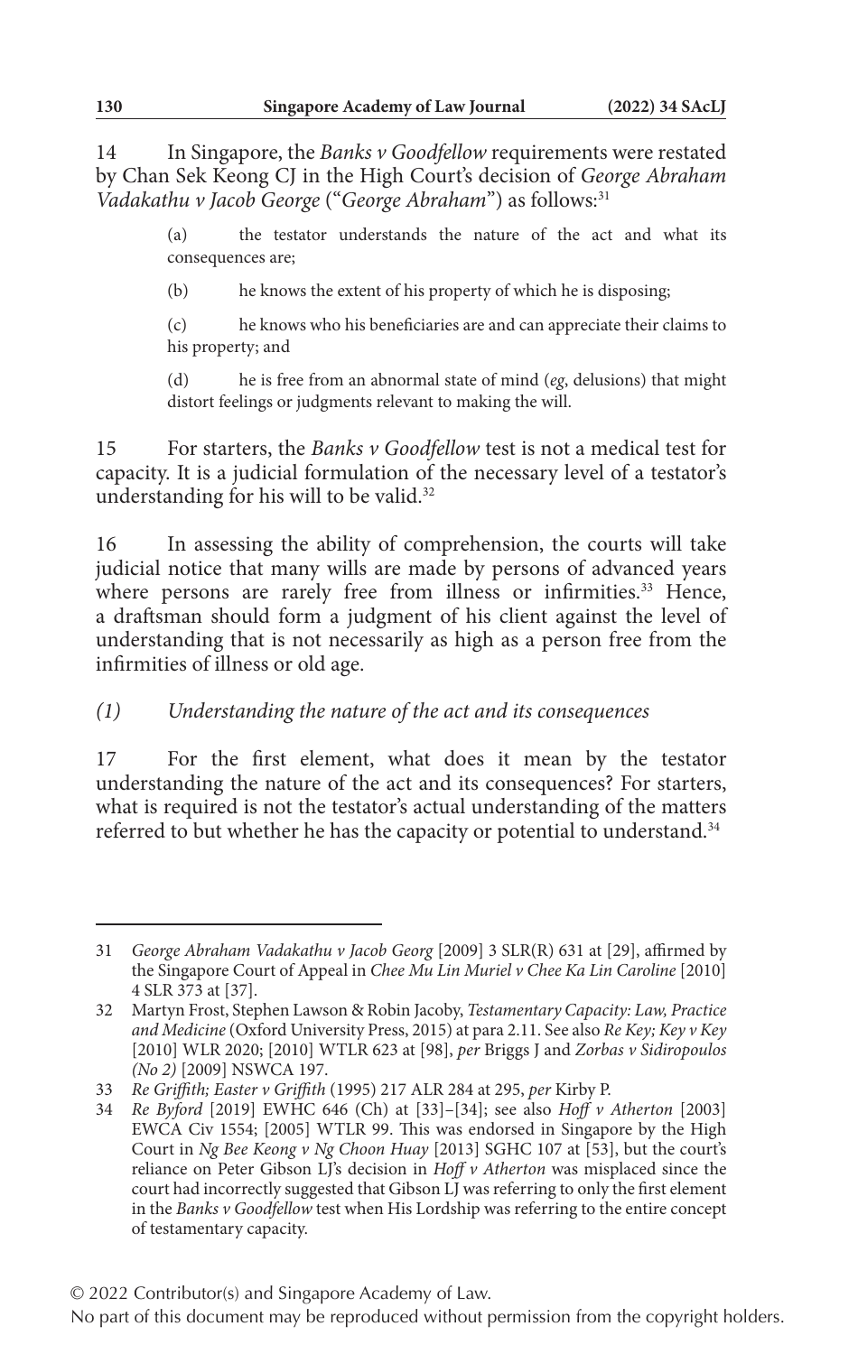14 In Singapore, the *Banks v Goodfellow* requirements were restated by Chan Sek Keong CJ in the High Court's decision of *George Abraham Vadakathu v Jacob George* ("*George Abraham*") as follows:[31]

> (a) the testator understands the nature of the act and what its consequences are;
>
> (b) he knows the extent of his property of which he is disposing;
>
> (c) he knows who his beneficiaries are and can appreciate their claims to his property; and
>
> (d) he is free from an abnormal state of mind (*eg*, delusions) that might distort feelings or judgments relevant to making the will.

15 For starters, the *Banks v Goodfellow* test is not a medical test for capacity. It is a judicial formulation of the necessary level of a testator's understanding for his will to be valid.[32]

16 In assessing the ability of comprehension, the courts will take judicial notice that many wills are made by persons of advanced years where persons are rarely free from illness or infirmities.[33] Hence, a draftsman should form a judgment of his client against the level of understanding that is not necessarily as high as a person free from the infirmities of illness or old age.

*(1) Understanding the nature of the act and its consequences*

17 For the first element, what does it mean by the testator understanding the nature of the act and its consequences? For starters, what is required is not the testator's actual understanding of the matters referred to but whether he has the capacity or potential to understand.[34]

---

31 *George Abraham Vadakathu v Jacob Georg* [2009] 3 SLR(R) 631 at [29], affirmed by the Singapore Court of Appeal in *Chee Mu Lin Muriel v Chee Ka Lin Caroline* [2010] 4 SLR 373 at [37].

32 Martyn Frost, Stephen Lawson & Robin Jacoby, *Testamentary Capacity: Law, Practice and Medicine* (Oxford University Press, 2015) at para 2.11. See also *Re Key; Key v Key* [2010] WLR 2020; [2010] WTLR 623 at [98], *per* Briggs J and *Zorbas v Sidiropoulos (No 2)* [2009] NSWCA 197.

33 *Re Griffith; Easter v Griffith* (1995) 217 ALR 284 at 295, *per* Kirby P.

34 *Re Byford* [2019] EWHC 646 (Ch) at [33]–[34]; see also *Hoff v Atherton* [2003] EWCA Civ 1554; [2005] WTLR 99. This was endorsed in Singapore by the High Court in *Ng Bee Keong v Ng Choon Huay* [2013] SGHC 107 at [53], but the court's reliance on Peter Gibson LJ's decision in *Hoff v Atherton* was misplaced since the court had incorrectly suggested that Gibson LJ was referring to only the first element in the *Banks v Goodfellow* test when His Lordship was referring to the entire concept of testamentary capacity.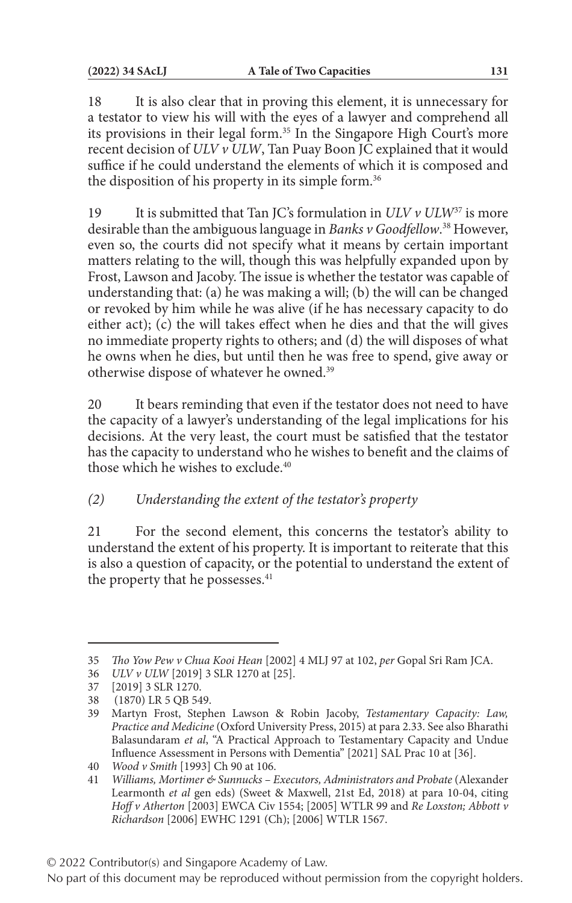18 It is also clear that in proving this element, it is unnecessary for a testator to view his will with the eyes of a lawyer and comprehend all its provisions in their legal form.[35] In the Singapore High Court's more recent decision of *ULV v ULW*, Tan Puay Boon JC explained that it would suffice if he could understand the elements of which it is composed and the disposition of his property in its simple form.[36]

19 It is submitted that Tan JC's formulation in *ULV v ULW*[37] is more desirable than the ambiguous language in *Banks v Goodfellow*.[38] However, even so, the courts did not specify what it means by certain important matters relating to the will, though this was helpfully expanded upon by Frost, Lawson and Jacoby. The issue is whether the testator was capable of understanding that: (a) he was making a will; (b) the will can be changed or revoked by him while he was alive (if he has necessary capacity to do either act); (c) the will takes effect when he dies and that the will gives no immediate property rights to others; and (d) the will disposes of what he owns when he dies, but until then he was free to spend, give away or otherwise dispose of whatever he owned.[39]

20 It bears reminding that even if the testator does not need to have the capacity of a lawyer's understanding of the legal implications for his decisions. At the very least, the court must be satisfied that the testator has the capacity to understand who he wishes to benefit and the claims of those which he wishes to exclude.[40]

*(2) Understanding the extent of the testator's property*

21 For the second element, this concerns the testator's ability to understand the extent of his property. It is important to reiterate that this is also a question of capacity, or the potential to understand the extent of the property that he possesses.[41]

---

35 *Tho Yow Pew v Chua Kooi Hean* [2002] 4 MLJ 97 at 102, *per* Gopal Sri Ram JCA.

36 *ULV v ULW* [2019] 3 SLR 1270 at [25].

37 [2019] 3 SLR 1270.

38 (1870) LR 5 QB 549.

39 Martyn Frost, Stephen Lawson & Robin Jacoby, *Testamentary Capacity: Law, Practice and Medicine* (Oxford University Press, 2015) at para 2.33. See also Bharathi Balasundaram *et al*, "A Practical Approach to Testamentary Capacity and Undue Influence Assessment in Persons with Dementia" [2021] SAL Prac 10 at [36].

40 *Wood v Smith* [1993] Ch 90 at 106.

41 *Williams, Mortimer & Sunnucks – Executors, Administrators and Probate* (Alexander Learmonth *et al* gen eds) (Sweet & Maxwell, 21st Ed, 2018) at para 10-04, citing *Hoff v Atherton* [2003] EWCA Civ 1554; [2005] WTLR 99 and *Re Loxston; Abbott v Richardson* [2006] EWHC 1291 (Ch); [2006] WTLR 1567.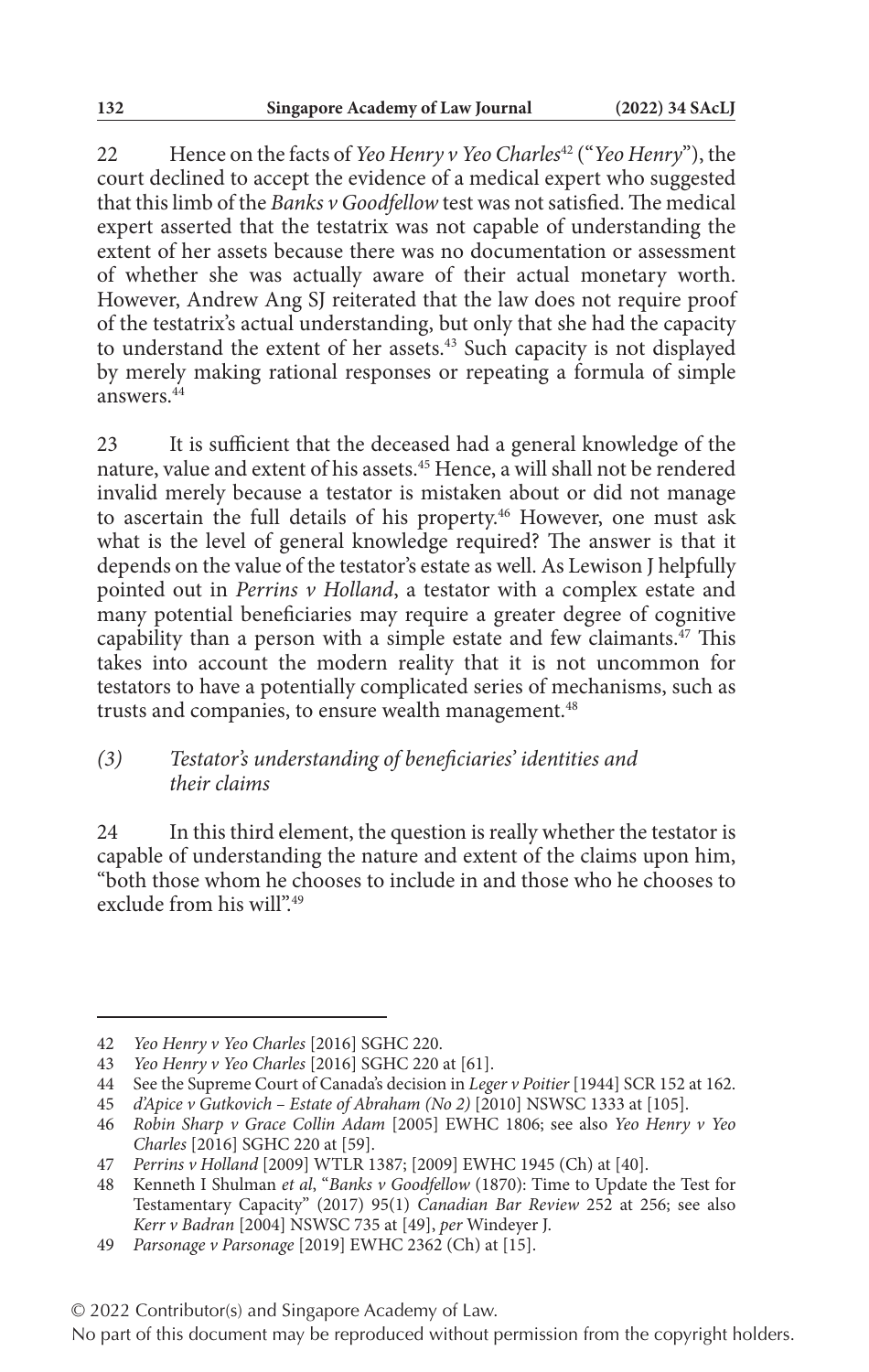22 Hence on the facts of *Yeo Henry v Yeo Charles*[42] ("*Yeo Henry*"), the court declined to accept the evidence of a medical expert who suggested that this limb of the *Banks v Goodfellow* test was not satisfied. The medical expert asserted that the testatrix was not capable of understanding the extent of her assets because there was no documentation or assessment of whether she was actually aware of their actual monetary worth. However, Andrew Ang SJ reiterated that the law does not require proof of the testatrix's actual understanding, but only that she had the capacity to understand the extent of her assets.[43] Such capacity is not displayed by merely making rational responses or repeating a formula of simple answers.[44]

23 It is sufficient that the deceased had a general knowledge of the nature, value and extent of his assets.[45] Hence, a will shall not be rendered invalid merely because a testator is mistaken about or did not manage to ascertain the full details of his property.[46] However, one must ask what is the level of general knowledge required? The answer is that it depends on the value of the testator's estate as well. As Lewison J helpfully pointed out in *Perrins v Holland*, a testator with a complex estate and many potential beneficiaries may require a greater degree of cognitive capability than a person with a simple estate and few claimants.[47] This takes into account the modern reality that it is not uncommon for testators to have a potentially complicated series of mechanisms, such as trusts and companies, to ensure wealth management.[48]

### *(3) Testator's understanding of beneficiaries' identities and their claims*

24 In this third element, the question is really whether the testator is capable of understanding the nature and extent of the claims upon him, "both those whom he chooses to include in and those who he chooses to exclude from his will".[49]

---

42 *Yeo Henry v Yeo Charles* [2016] SGHC 220.

43 *Yeo Henry v Yeo Charles* [2016] SGHC 220 at [61].

44 See the Supreme Court of Canada's decision in *Leger v Poitier* [1944] SCR 152 at 162.

45 *d'Apice v Gutkovich – Estate of Abraham (No 2)* [2010] NSWSC 1333 at [105].

46 *Robin Sharp v Grace Collin Adam* [2005] EWHC 1806; see also *Yeo Henry v Yeo Charles* [2016] SGHC 220 at [59].

47 *Perrins v Holland* [2009] WTLR 1387; [2009] EWHC 1945 (Ch) at [40].

48 Kenneth I Shulman *et al*, "*Banks v Goodfellow* (1870): Time to Update the Test for Testamentary Capacity" (2017) 95(1) *Canadian Bar Review* 252 at 256; see also *Kerr v Badran* [2004] NSWSC 735 at [49], *per* Windeyer J.

49 *Parsonage v Parsonage* [2019] EWHC 2362 (Ch) at [15].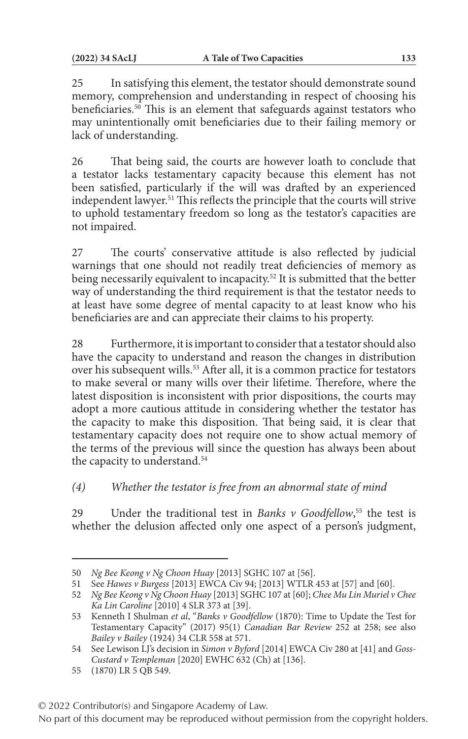25 In satisfying this element, the testator should demonstrate sound memory, comprehension and understanding in respect of choosing his beneficiaries.[50] This is an element that safeguards against testators who may unintentionally omit beneficiaries due to their failing memory or lack of understanding.

26 That being said, the courts are however loath to conclude that a testator lacks testamentary capacity because this element has not been satisfied, particularly if the will was drafted by an experienced independent lawyer.[51] This reflects the principle that the courts will strive to uphold testamentary freedom so long as the testator's capacities are not impaired.

27 The courts' conservative attitude is also reflected by judicial warnings that one should not readily treat deficiencies of memory as being necessarily equivalent to incapacity.[52] It is submitted that the better way of understanding the third requirement is that the testator needs to at least have some degree of mental capacity to at least know who his beneficiaries are and can appreciate their claims to his property.

28 Furthermore, it is important to consider that a testator should also have the capacity to understand and reason the changes in distribution over his subsequent wills.[53] After all, it is a common practice for testators to make several or many wills over their lifetime. Therefore, where the latest disposition is inconsistent with prior dispositions, the courts may adopt a more cautious attitude in considering whether the testator has the capacity to make this disposition. That being said, it is clear that testamentary capacity does not require one to show actual memory of the terms of the previous will since the question has always been about the capacity to understand.[54]

### *(4) Whether the testator is free from an abnormal state of mind*

29 Under the traditional test in *Banks v Goodfellow*,[55] the test is whether the delusion affected only one aspect of a person's judgment,

---

50 *Ng Bee Keong v Ng Choon Huay* [2013] SGHC 107 at [56].

51 See *Hawes v Burgess* [2013] EWCA Civ 94; [2013] WTLR 453 at [57] and [60].

52 *Ng Bee Keong v Ng Choon Huay* [2013] SGHC 107 at [60]; *Chee Mu Lin Muriel v Chee Ka Lin Caroline* [2010] 4 SLR 373 at [39].

53 Kenneth I Shulman *et al*, "*Banks v Goodfellow* (1870): Time to Update the Test for Testamentary Capacity" (2017) 95(1) *Canadian Bar Review* 252 at 258; see also *Bailey v Bailey* (1924) 34 CLR 558 at 571.

54 See Lewison LJ's decision in *Simon v Byford* [2014] EWCA Civ 280 at [41] and *Goss-Custard v Templeman* [2020] EWHC 632 (Ch) at [136].

55 (1870) LR 5 QB 549.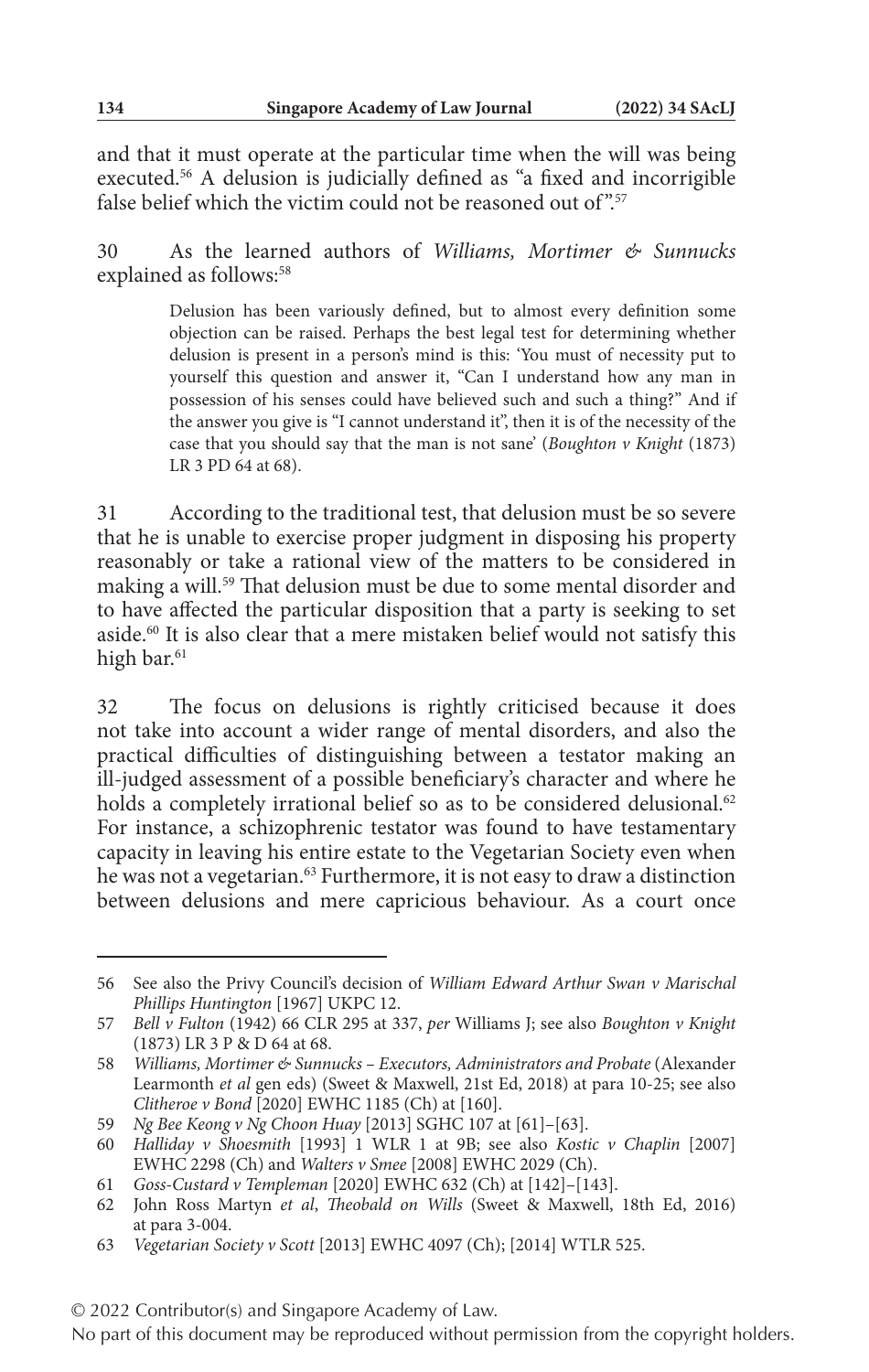and that it must operate at the particular time when the will was being executed.[56] A delusion is judicially defined as "a fixed and incorrigible false belief which the victim could not be reasoned out of".[57]

30 As the learned authors of *Williams, Mortimer & Sunnucks* explained as follows:[58]

> Delusion has been variously defined, but to almost every definition some objection can be raised. Perhaps the best legal test for determining whether delusion is present in a person's mind is this: 'You must of necessity put to yourself this question and answer it, "Can I understand how any man in possession of his senses could have believed such and such a thing?" And if the answer you give is "I cannot understand it", then it is of the necessity of the case that you should say that the man is not sane' (*Boughton v Knight* (1873) LR 3 PD 64 at 68).

31 According to the traditional test, that delusion must be so severe that he is unable to exercise proper judgment in disposing his property reasonably or take a rational view of the matters to be considered in making a will.[59] That delusion must be due to some mental disorder and to have affected the particular disposition that a party is seeking to set aside.[60] It is also clear that a mere mistaken belief would not satisfy this high bar.[61]

32 The focus on delusions is rightly criticised because it does not take into account a wider range of mental disorders, and also the practical difficulties of distinguishing between a testator making an ill-judged assessment of a possible beneficiary's character and where he holds a completely irrational belief so as to be considered delusional.[62] For instance, a schizophrenic testator was found to have testamentary capacity in leaving his entire estate to the Vegetarian Society even when he was not a vegetarian.[63] Furthermore, it is not easy to draw a distinction between delusions and mere capricious behaviour. As a court once

---

56 See also the Privy Council's decision of *William Edward Arthur Swan v Marischal Phillips Huntington* [1967] UKPC 12.

57 *Bell v Fulton* (1942) 66 CLR 295 at 337, *per* Williams J; see also *Boughton v Knight* (1873) LR 3 P & D 64 at 68.

58 *Williams, Mortimer & Sunnucks – Executors, Administrators and Probate* (Alexander Learmonth *et al* gen eds) (Sweet & Maxwell, 21st Ed, 2018) at para 10-25; see also *Clitheroe v Bond* [2020] EWHC 1185 (Ch) at [160].

59 *Ng Bee Keong v Ng Choon Huay* [2013] SGHC 107 at [61]–[63].

60 *Halliday v Shoesmith* [1993] 1 WLR 1 at 9B; see also *Kostic v Chaplin* [2007] EWHC 2298 (Ch) and *Walters v Smee* [2008] EWHC 2029 (Ch).

61 *Goss-Custard v Templeman* [2020] EWHC 632 (Ch) at [142]–[143].

62 John Ross Martyn *et al*, *Theobald on Wills* (Sweet & Maxwell, 18th Ed, 2016) at para 3-004.

63 *Vegetarian Society v Scott* [2013] EWHC 4097 (Ch); [2014] WTLR 525.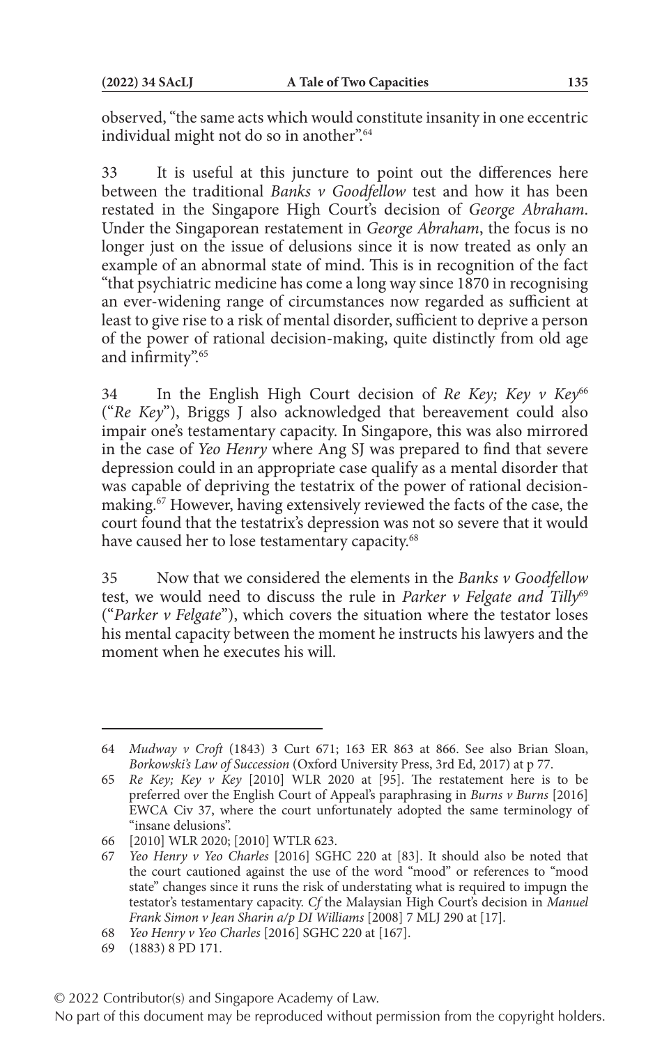observed, "the same acts which would constitute insanity in one eccentric individual might not do so in another".[64]

33 It is useful at this juncture to point out the differences here between the traditional *Banks v Goodfellow* test and how it has been restated in the Singapore High Court's decision of *George Abraham*. Under the Singaporean restatement in *George Abraham*, the focus is no longer just on the issue of delusions since it is now treated as only an example of an abnormal state of mind. This is in recognition of the fact "that psychiatric medicine has come a long way since 1870 in recognising an ever-widening range of circumstances now regarded as sufficient at least to give rise to a risk of mental disorder, sufficient to deprive a person of the power of rational decision-making, quite distinctly from old age and infirmity".[65]

34 In the English High Court decision of *Re Key; Key v Key*[66] ("*Re Key*"), Briggs J also acknowledged that bereavement could also impair one's testamentary capacity. In Singapore, this was also mirrored in the case of *Yeo Henry* where Ang SJ was prepared to find that severe depression could in an appropriate case qualify as a mental disorder that was capable of depriving the testatrix of the power of rational decision-making.[67] However, having extensively reviewed the facts of the case, the court found that the testatrix's depression was not so severe that it would have caused her to lose testamentary capacity.[68]

35 Now that we considered the elements in the *Banks v Goodfellow* test, we would need to discuss the rule in *Parker v Felgate and Tilly*[69] ("*Parker v Felgate*"), which covers the situation where the testator loses his mental capacity between the moment he instructs his lawyers and the moment when he executes his will.

---

64 *Mudway v Croft* (1843) 3 Curt 671; 163 ER 863 at 866. See also Brian Sloan, *Borkowski's Law of Succession* (Oxford University Press, 3rd Ed, 2017) at p 77.

65 *Re Key; Key v Key* [2010] WLR 2020 at [95]. The restatement here is to be preferred over the English Court of Appeal's paraphrasing in *Burns v Burns* [2016] EWCA Civ 37, where the court unfortunately adopted the same terminology of "insane delusions".

66 [2010] WLR 2020; [2010] WTLR 623.

67 *Yeo Henry v Yeo Charles* [2016] SGHC 220 at [83]. It should also be noted that the court cautioned against the use of the word "mood" or references to "mood state" changes since it runs the risk of understating what is required to impugn the testator's testamentary capacity. *Cf* the Malaysian High Court's decision in *Manuel Frank Simon v Jean Sharin a/p DI Williams* [2008] 7 MLJ 290 at [17].

68 *Yeo Henry v Yeo Charles* [2016] SGHC 220 at [167].

69 (1883) 8 PD 171.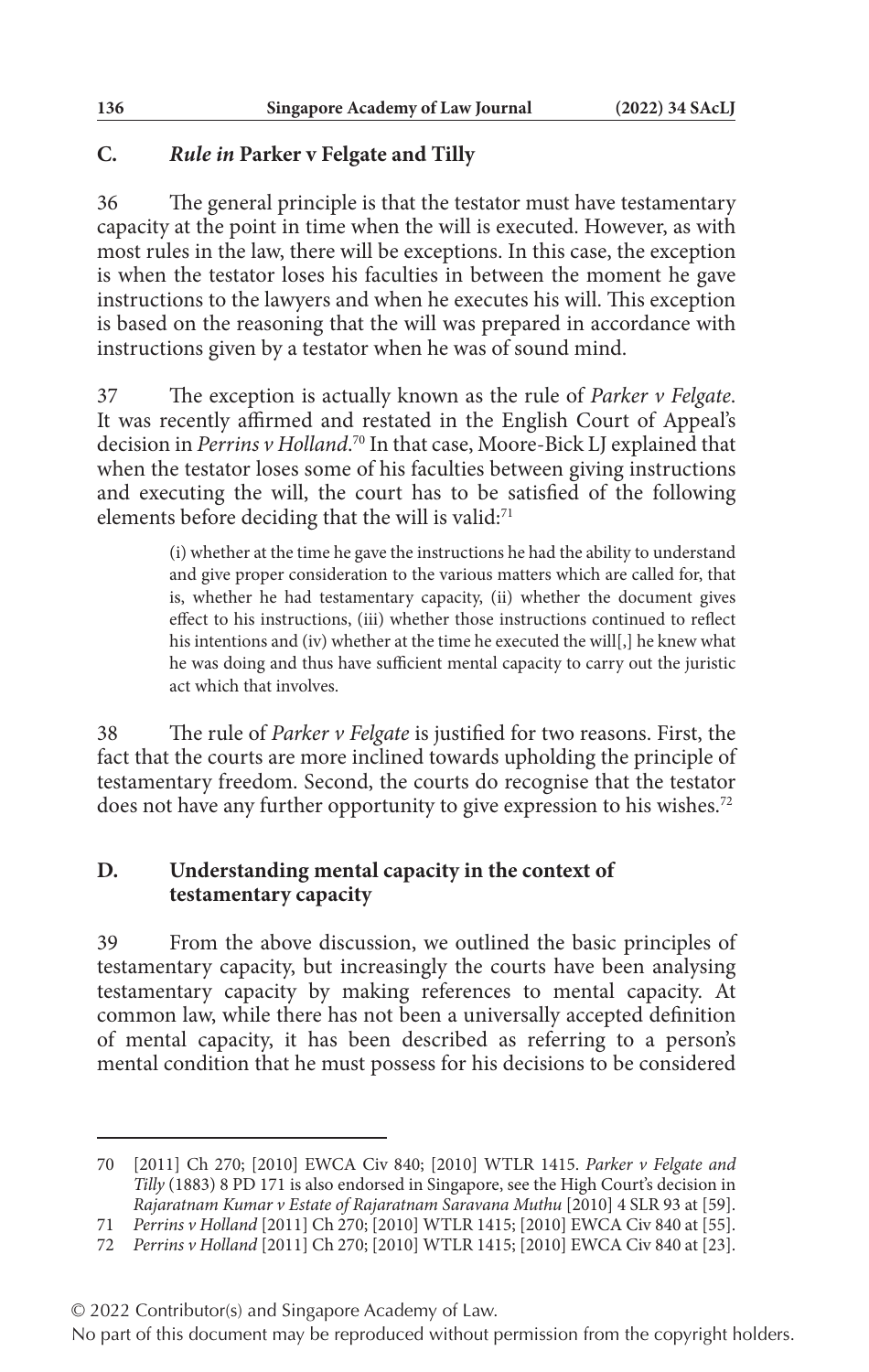## C. *Rule in* Parker v Felgate and Tilly

36 The general principle is that the testator must have testamentary capacity at the point in time when the will is executed. However, as with most rules in the law, there will be exceptions. In this case, the exception is when the testator loses his faculties in between the moment he gave instructions to the lawyers and when he executes his will. This exception is based on the reasoning that the will was prepared in accordance with instructions given by a testator when he was of sound mind.

37 The exception is actually known as the rule of *Parker v Felgate*. It was recently affirmed and restated in the English Court of Appeal's decision in *Perrins v Holland*.[70] In that case, Moore-Bick LJ explained that when the testator loses some of his faculties between giving instructions and executing the will, the court has to be satisfied of the following elements before deciding that the will is valid:[71]

> (i) whether at the time he gave the instructions he had the ability to understand and give proper consideration to the various matters which are called for, that is, whether he had testamentary capacity, (ii) whether the document gives effect to his instructions, (iii) whether those instructions continued to reflect his intentions and (iv) whether at the time he executed the will[,] he knew what he was doing and thus have sufficient mental capacity to carry out the juristic act which that involves.

38 The rule of *Parker v Felgate* is justified for two reasons. First, the fact that the courts are more inclined towards upholding the principle of testamentary freedom. Second, the courts do recognise that the testator does not have any further opportunity to give expression to his wishes.[72]

## D. Understanding mental capacity in the context of testamentary capacity

39 From the above discussion, we outlined the basic principles of testamentary capacity, but increasingly the courts have been analysing testamentary capacity by making references to mental capacity. At common law, while there has not been a universally accepted definition of mental capacity, it has been described as referring to a person's mental condition that he must possess for his decisions to be considered

---

70 [2011] Ch 270; [2010] EWCA Civ 840; [2010] WTLR 1415. *Parker v Felgate and Tilly* (1883) 8 PD 171 is also endorsed in Singapore, see the High Court's decision in *Rajaratnam Kumar v Estate of Rajaratnam Saravana Muthu* [2010] 4 SLR 93 at [59].

71 *Perrins v Holland* [2011] Ch 270; [2010] WTLR 1415; [2010] EWCA Civ 840 at [55].

72 *Perrins v Holland* [2011] Ch 270; [2010] WTLR 1415; [2010] EWCA Civ 840 at [23].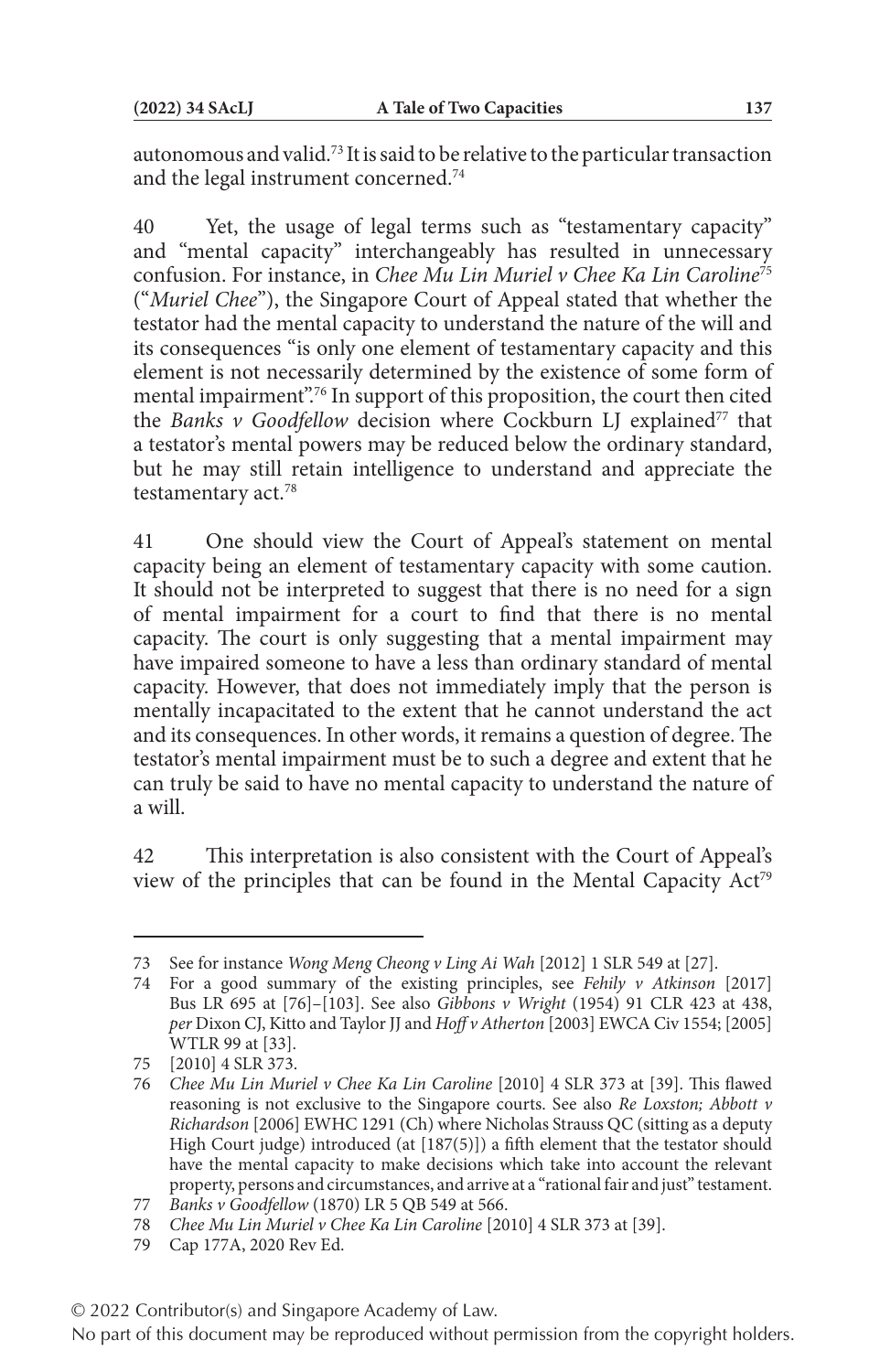autonomous and valid.[73] It is said to be relative to the particular transaction and the legal instrument concerned.[74]

40 Yet, the usage of legal terms such as "testamentary capacity" and "mental capacity" interchangeably has resulted in unnecessary confusion. For instance, in *Chee Mu Lin Muriel v Chee Ka Lin Caroline*[75] ("*Muriel Chee*"), the Singapore Court of Appeal stated that whether the testator had the mental capacity to understand the nature of the will and its consequences "is only one element of testamentary capacity and this element is not necessarily determined by the existence of some form of mental impairment".[76] In support of this proposition, the court then cited the *Banks v Goodfellow* decision where Cockburn LJ explained[77] that a testator's mental powers may be reduced below the ordinary standard, but he may still retain intelligence to understand and appreciate the testamentary act.[78]

41 One should view the Court of Appeal's statement on mental capacity being an element of testamentary capacity with some caution. It should not be interpreted to suggest that there is no need for a sign of mental impairment for a court to find that there is no mental capacity. The court is only suggesting that a mental impairment may have impaired someone to have a less than ordinary standard of mental capacity. However, that does not immediately imply that the person is mentally incapacitated to the extent that he cannot understand the act and its consequences. In other words, it remains a question of degree. The testator's mental impairment must be to such a degree and extent that he can truly be said to have no mental capacity to understand the nature of a will.

42 This interpretation is also consistent with the Court of Appeal's view of the principles that can be found in the Mental Capacity Act[79]

---

73 See for instance *Wong Meng Cheong v Ling Ai Wah* [2012] 1 SLR 549 at [27].

74 For a good summary of the existing principles, see *Fehily v Atkinson* [2017] Bus LR 695 at [76]–[103]. See also *Gibbons v Wright* (1954) 91 CLR 423 at 438, *per* Dixon CJ, Kitto and Taylor JJ and *Hoff v Atherton* [2003] EWCA Civ 1554; [2005] WTLR 99 at [33].

75 [2010] 4 SLR 373.

76 *Chee Mu Lin Muriel v Chee Ka Lin Caroline* [2010] 4 SLR 373 at [39]. This flawed reasoning is not exclusive to the Singapore courts. See also *Re Loxston; Abbott v Richardson* [2006] EWHC 1291 (Ch) where Nicholas Strauss QC (sitting as a deputy High Court judge) introduced (at [187(5)]) a fifth element that the testator should have the mental capacity to make decisions which take into account the relevant property, persons and circumstances, and arrive at a "rational fair and just" testament.

77 *Banks v Goodfellow* (1870) LR 5 QB 549 at 566.

78 *Chee Mu Lin Muriel v Chee Ka Lin Caroline* [2010] 4 SLR 373 at [39].

79 Cap 177A, 2020 Rev Ed.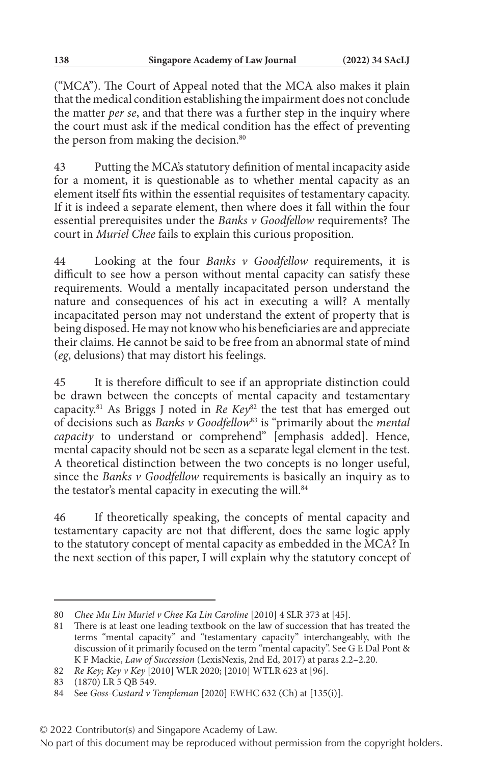("MCA"). The Court of Appeal noted that the MCA also makes it plain that the medical condition establishing the impairment does not conclude the matter *per se*, and that there was a further step in the inquiry where the court must ask if the medical condition has the effect of preventing the person from making the decision.[80]

43 Putting the MCA's statutory definition of mental incapacity aside for a moment, it is questionable as to whether mental capacity as an element itself fits within the essential requisites of testamentary capacity. If it is indeed a separate element, then where does it fall within the four essential prerequisites under the *Banks v Goodfellow* requirements? The court in *Muriel Chee* fails to explain this curious proposition.

44 Looking at the four *Banks v Goodfellow* requirements, it is difficult to see how a person without mental capacity can satisfy these requirements. Would a mentally incapacitated person understand the nature and consequences of his act in executing a will? A mentally incapacitated person may not understand the extent of property that is being disposed. He may not know who his beneficiaries are and appreciate their claims. He cannot be said to be free from an abnormal state of mind (*eg*, delusions) that may distort his feelings.

45 It is therefore difficult to see if an appropriate distinction could be drawn between the concepts of mental capacity and testamentary capacity.[81] As Briggs J noted in *Re Key*[82] the test that has emerged out of decisions such as *Banks v Goodfellow*[83] is "primarily about the *mental capacity* to understand or comprehend" [emphasis added]. Hence, mental capacity should not be seen as a separate legal element in the test. A theoretical distinction between the two concepts is no longer useful, since the *Banks v Goodfellow* requirements is basically an inquiry as to the testator's mental capacity in executing the will.[84]

46 If theoretically speaking, the concepts of mental capacity and testamentary capacity are not that different, does the same logic apply to the statutory concept of mental capacity as embedded in the MCA? In the next section of this paper, I will explain why the statutory concept of

---

80 *Chee Mu Lin Muriel v Chee Ka Lin Caroline* [2010] 4 SLR 373 at [45].

81 There is at least one leading textbook on the law of succession that has treated the terms "mental capacity" and "testamentary capacity" interchangeably, with the discussion of it primarily focused on the term "mental capacity". See G E Dal Pont & K F Mackie, *Law of Succession* (LexisNexis, 2nd Ed, 2017) at paras 2.2–2.20.

82 *Re Key; Key v Key* [2010] WLR 2020; [2010] WTLR 623 at [96].

83 (1870) LR 5 QB 549.

84 See *Goss-Custard v Templeman* [2020] EWHC 632 (Ch) at [135(i)].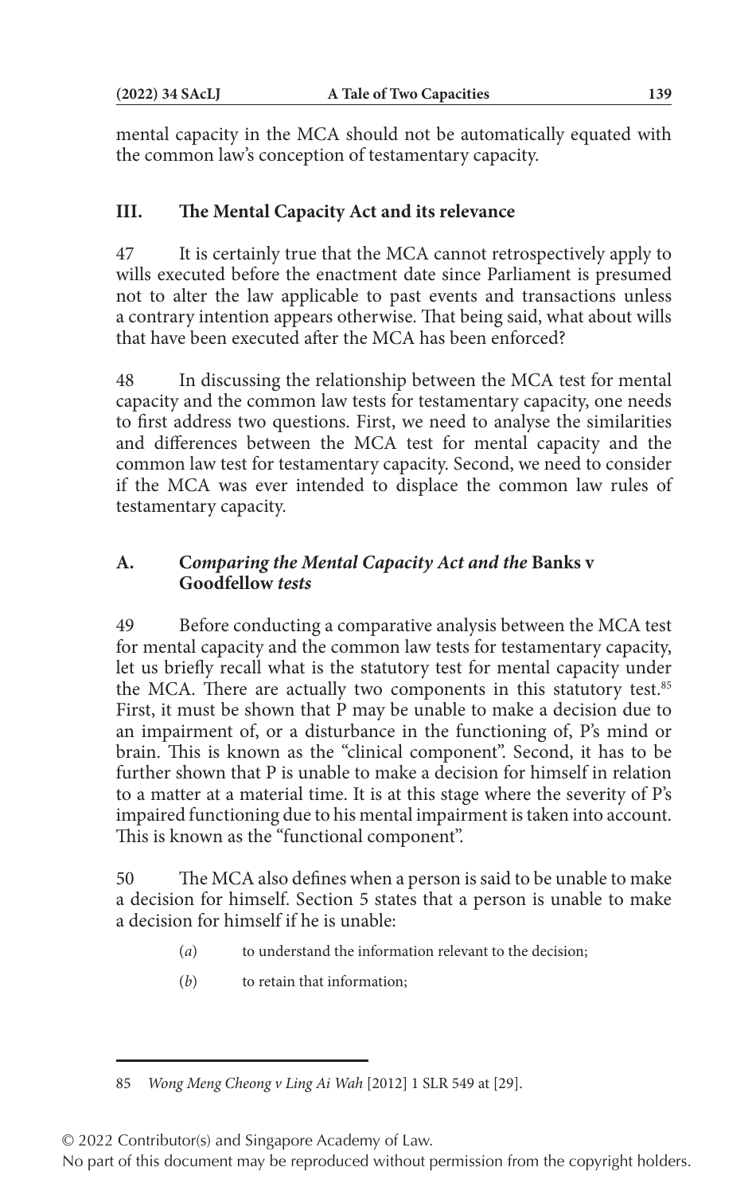mental capacity in the MCA should not be automatically equated with the common law's conception of testamentary capacity.

## III. The Mental Capacity Act and its relevance

47 It is certainly true that the MCA cannot retrospectively apply to wills executed before the enactment date since Parliament is presumed not to alter the law applicable to past events and transactions unless a contrary intention appears otherwise. That being said, what about wills that have been executed after the MCA has been enforced?

48 In discussing the relationship between the MCA test for mental capacity and the common law tests for testamentary capacity, one needs to first address two questions. First, we need to analyse the similarities and differences between the MCA test for mental capacity and the common law test for testamentary capacity. Second, we need to consider if the MCA was ever intended to displace the common law rules of testamentary capacity.

### A. *Comparing the Mental Capacity Act and the* **Banks v Goodfellow** *tests*

49 Before conducting a comparative analysis between the MCA test for mental capacity and the common law tests for testamentary capacity, let us briefly recall what is the statutory test for mental capacity under the MCA. There are actually two components in this statutory test.[85] First, it must be shown that P may be unable to make a decision due to an impairment of, or a disturbance in the functioning of, P's mind or brain. This is known as the "clinical component". Second, it has to be further shown that P is unable to make a decision for himself in relation to a matter at a material time. It is at this stage where the severity of P's impaired functioning due to his mental impairment is taken into account. This is known as the "functional component".

50 The MCA also defines when a person is said to be unable to make a decision for himself. Section 5 states that a person is unable to make a decision for himself if he is unable:

(*a*) to understand the information relevant to the decision;

(*b*) to retain that information;

---

85 *Wong Meng Cheong v Ling Ai Wah* [2012] 1 SLR 549 at [29].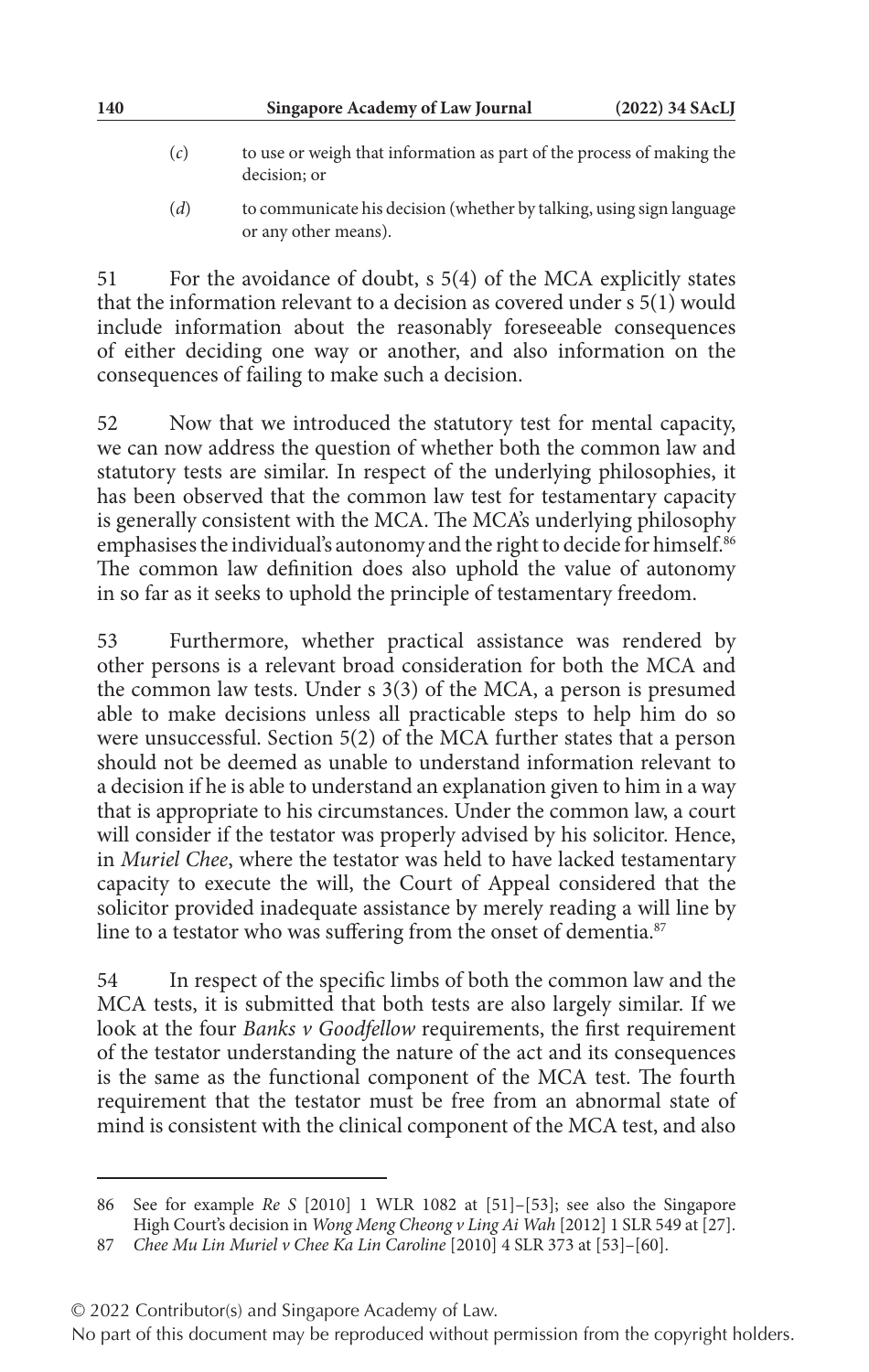(*c*) to use or weigh that information as part of the process of making the decision; or

(*d*) to communicate his decision (whether by talking, using sign language or any other means).

51 For the avoidance of doubt, s 5(4) of the MCA explicitly states that the information relevant to a decision as covered under s 5(1) would include information about the reasonably foreseeable consequences of either deciding one way or another, and also information on the consequences of failing to make such a decision.

52 Now that we introduced the statutory test for mental capacity, we can now address the question of whether both the common law and statutory tests are similar. In respect of the underlying philosophies, it has been observed that the common law test for testamentary capacity is generally consistent with the MCA. The MCA's underlying philosophy emphasises the individual's autonomy and the right to decide for himself.[86] The common law definition does also uphold the value of autonomy in so far as it seeks to uphold the principle of testamentary freedom.

53 Furthermore, whether practical assistance was rendered by other persons is a relevant broad consideration for both the MCA and the common law tests. Under s 3(3) of the MCA, a person is presumed able to make decisions unless all practicable steps to help him do so were unsuccessful. Section 5(2) of the MCA further states that a person should not be deemed as unable to understand information relevant to a decision if he is able to understand an explanation given to him in a way that is appropriate to his circumstances. Under the common law, a court will consider if the testator was properly advised by his solicitor. Hence, in *Muriel Chee*, where the testator was held to have lacked testamentary capacity to execute the will, the Court of Appeal considered that the solicitor provided inadequate assistance by merely reading a will line by line to a testator who was suffering from the onset of dementia.[87]

54 In respect of the specific limbs of both the common law and the MCA tests, it is submitted that both tests are also largely similar. If we look at the four *Banks v Goodfellow* requirements, the first requirement of the testator understanding the nature of the act and its consequences is the same as the functional component of the MCA test. The fourth requirement that the testator must be free from an abnormal state of mind is consistent with the clinical component of the MCA test, and also

---

86 See for example *Re S* [2010] 1 WLR 1082 at [51]–[53]; see also the Singapore High Court's decision in *Wong Meng Cheong v Ling Ai Wah* [2012] 1 SLR 549 at [27].

87 *Chee Mu Lin Muriel v Chee Ka Lin Caroline* [2010] 4 SLR 373 at [53]–[60].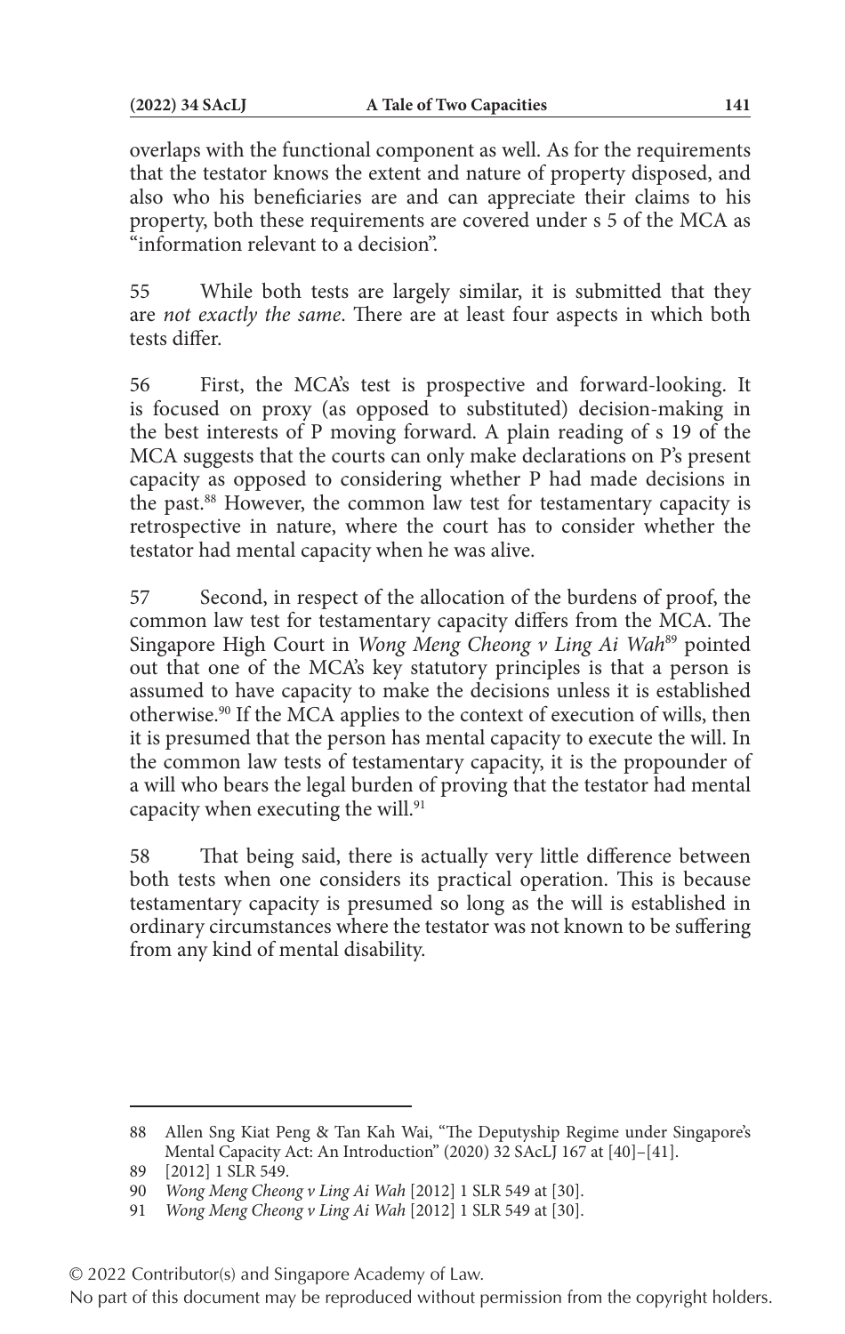overlaps with the functional component as well. As for the requirements that the testator knows the extent and nature of property disposed, and also who his beneficiaries are and can appreciate their claims to his property, both these requirements are covered under s 5 of the MCA as "information relevant to a decision".

55 While both tests are largely similar, it is submitted that they are *not exactly the same*. There are at least four aspects in which both tests differ.

56 First, the MCA's test is prospective and forward-looking. It is focused on proxy (as opposed to substituted) decision-making in the best interests of P moving forward. A plain reading of s 19 of the MCA suggests that the courts can only make declarations on P's present capacity as opposed to considering whether P had made decisions in the past.[88] However, the common law test for testamentary capacity is retrospective in nature, where the court has to consider whether the testator had mental capacity when he was alive.

57 Second, in respect of the allocation of the burdens of proof, the common law test for testamentary capacity differs from the MCA. The Singapore High Court in *Wong Meng Cheong v Ling Ai Wah*[89] pointed out that one of the MCA's key statutory principles is that a person is assumed to have capacity to make the decisions unless it is established otherwise.[90] If the MCA applies to the context of execution of wills, then it is presumed that the person has mental capacity to execute the will. In the common law tests of testamentary capacity, it is the propounder of a will who bears the legal burden of proving that the testator had mental capacity when executing the will.[91]

58 That being said, there is actually very little difference between both tests when one considers its practical operation. This is because testamentary capacity is presumed so long as the will is established in ordinary circumstances where the testator was not known to be suffering from any kind of mental disability.

---

88 Allen Sng Kiat Peng & Tan Kah Wai, "The Deputyship Regime under Singapore's Mental Capacity Act: An Introduction" (2020) 32 SAcLJ 167 at [40]–[41].

89 [2012] 1 SLR 549.

90 *Wong Meng Cheong v Ling Ai Wah* [2012] 1 SLR 549 at [30].

91 *Wong Meng Cheong v Ling Ai Wah* [2012] 1 SLR 549 at [30].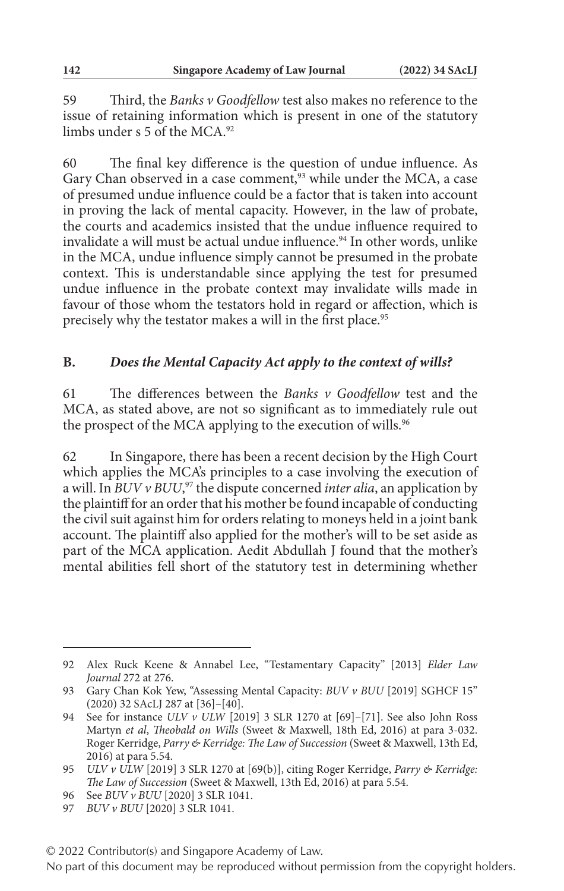59 Third, the *Banks v Goodfellow* test also makes no reference to the issue of retaining information which is present in one of the statutory limbs under s 5 of the MCA.[92]

60 The final key difference is the question of undue influence. As Gary Chan observed in a case comment,[93] while under the MCA, a case of presumed undue influence could be a factor that is taken into account in proving the lack of mental capacity. However, in the law of probate, the courts and academics insisted that the undue influence required to invalidate a will must be actual undue influence.[94] In other words, unlike in the MCA, undue influence simply cannot be presumed in the probate context. This is understandable since applying the test for presumed undue influence in the probate context may invalidate wills made in favour of those whom the testators hold in regard or affection, which is precisely why the testator makes a will in the first place.[95]

## B. *Does the Mental Capacity Act apply to the context of wills?*

61 The differences between the *Banks v Goodfellow* test and the MCA, as stated above, are not so significant as to immediately rule out the prospect of the MCA applying to the execution of wills.[96]

62 In Singapore, there has been a recent decision by the High Court which applies the MCA's principles to a case involving the execution of a will. In *BUV v BUU*,[97] the dispute concerned *inter alia*, an application by the plaintiff for an order that his mother be found incapable of conducting the civil suit against him for orders relating to moneys held in a joint bank account. The plaintiff also applied for the mother's will to be set aside as part of the MCA application. Aedit Abdullah J found that the mother's mental abilities fell short of the statutory test in determining whether

---

92 Alex Ruck Keene & Annabel Lee, "Testamentary Capacity" [2013] *Elder Law Journal* 272 at 276.

93 Gary Chan Kok Yew, "Assessing Mental Capacity: *BUV v BUU* [2019] SGHCF 15" (2020) 32 SAcLJ 287 at [36]–[40].

94 See for instance *ULV v ULW* [2019] 3 SLR 1270 at [69]–[71]. See also John Ross Martyn *et al*, *Theobald on Wills* (Sweet & Maxwell, 18th Ed, 2016) at para 3-032. Roger Kerridge, *Parry & Kerridge: The Law of Succession* (Sweet & Maxwell, 13th Ed, 2016) at para 5.54.

95 *ULV v ULW* [2019] 3 SLR 1270 at [69(b)], citing Roger Kerridge, *Parry & Kerridge: The Law of Succession* (Sweet & Maxwell, 13th Ed, 2016) at para 5.54.

96 See *BUV v BUU* [2020] 3 SLR 1041.

97 *BUV v BUU* [2020] 3 SLR 1041.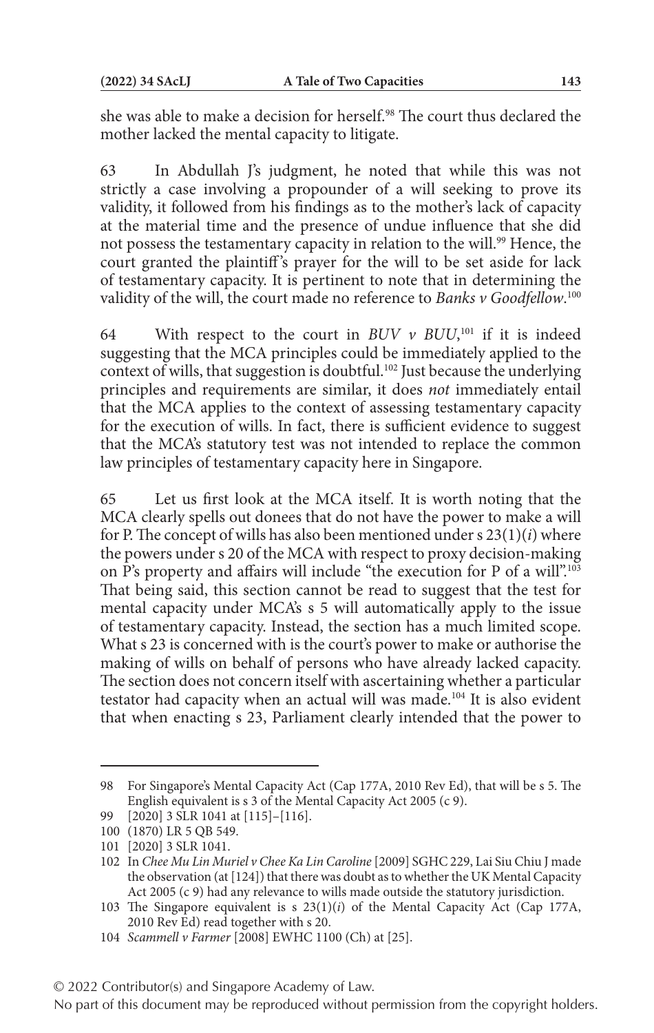she was able to make a decision for herself.[98] The court thus declared the mother lacked the mental capacity to litigate.

63 In Abdullah J's judgment, he noted that while this was not strictly a case involving a propounder of a will seeking to prove its validity, it followed from his findings as to the mother's lack of capacity at the material time and the presence of undue influence that she did not possess the testamentary capacity in relation to the will.[99] Hence, the court granted the plaintiff's prayer for the will to be set aside for lack of testamentary capacity. It is pertinent to note that in determining the validity of the will, the court made no reference to *Banks v Goodfellow*.[100]

64 With respect to the court in *BUV v BUU*,[101] if it is indeed suggesting that the MCA principles could be immediately applied to the context of wills, that suggestion is doubtful.[102] Just because the underlying principles and requirements are similar, it does *not* immediately entail that the MCA applies to the context of assessing testamentary capacity for the execution of wills. In fact, there is sufficient evidence to suggest that the MCA's statutory test was not intended to replace the common law principles of testamentary capacity here in Singapore.

65 Let us first look at the MCA itself. It is worth noting that the MCA clearly spells out donees that do not have the power to make a will for P. The concept of wills has also been mentioned under s 23(1)(*i*) where the powers under s 20 of the MCA with respect to proxy decision-making on P's property and affairs will include "the execution for P of a will".[103] That being said, this section cannot be read to suggest that the test for mental capacity under MCA's s 5 will automatically apply to the issue of testamentary capacity. Instead, the section has a much limited scope. What s 23 is concerned with is the court's power to make or authorise the making of wills on behalf of persons who have already lacked capacity. The section does not concern itself with ascertaining whether a particular testator had capacity when an actual will was made.[104] It is also evident that when enacting s 23, Parliament clearly intended that the power to

---

98 For Singapore's Mental Capacity Act (Cap 177A, 2010 Rev Ed), that will be s 5. The English equivalent is s 3 of the Mental Capacity Act 2005 (c 9).

99 [2020] 3 SLR 1041 at [115]–[116].

100 (1870) LR 5 QB 549.

101 [2020] 3 SLR 1041.

102 In *Chee Mu Lin Muriel v Chee Ka Lin Caroline* [2009] SGHC 229, Lai Siu Chiu J made the observation (at [124]) that there was doubt as to whether the UK Mental Capacity Act 2005 (c 9) had any relevance to wills made outside the statutory jurisdiction.

103 The Singapore equivalent is s 23(1)(*i*) of the Mental Capacity Act (Cap 177A, 2010 Rev Ed) read together with s 20.

104 *Scammell v Farmer* [2008] EWHC 1100 (Ch) at [25].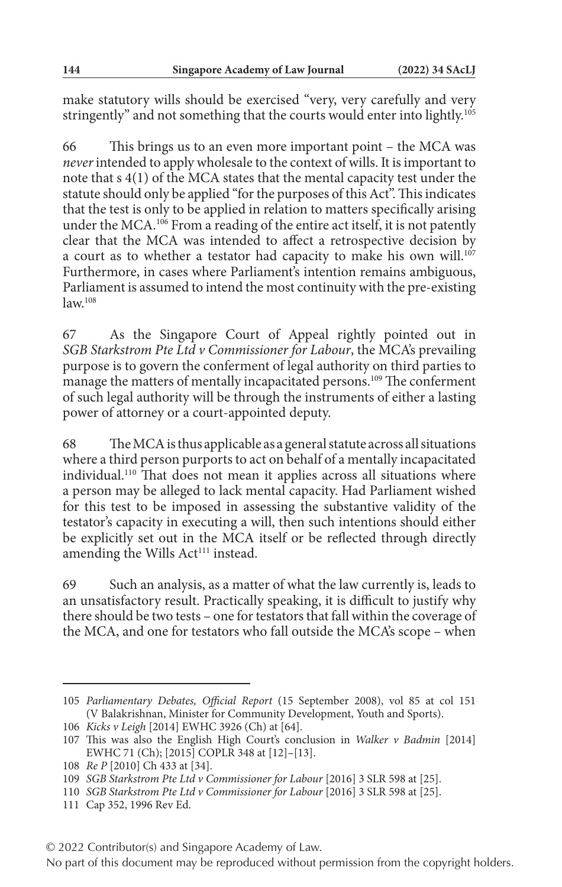make statutory wills should be exercised "very, very carefully and very stringently" and not something that the courts would enter into lightly.[105]

66 This brings us to an even more important point – the MCA was *never* intended to apply wholesale to the context of wills. It is important to note that s 4(1) of the MCA states that the mental capacity test under the statute should only be applied "for the purposes of this Act". This indicates that the test is only to be applied in relation to matters specifically arising under the MCA.[106] From a reading of the entire act itself, it is not patently clear that the MCA was intended to affect a retrospective decision by a court as to whether a testator had capacity to make his own will.[107] Furthermore, in cases where Parliament's intention remains ambiguous, Parliament is assumed to intend the most continuity with the pre-existing law.[108]

67 As the Singapore Court of Appeal rightly pointed out in *SGB Starkstrom Pte Ltd v Commissioner for Labour*, the MCA's prevailing purpose is to govern the conferment of legal authority on third parties to manage the matters of mentally incapacitated persons.[109] The conferment of such legal authority will be through the instruments of either a lasting power of attorney or a court-appointed deputy.

68 The MCA is thus applicable as a general statute across all situations where a third person purports to act on behalf of a mentally incapacitated individual.[110] That does not mean it applies across all situations where a person may be alleged to lack mental capacity. Had Parliament wished for this test to be imposed in assessing the substantive validity of the testator's capacity in executing a will, then such intentions should either be explicitly set out in the MCA itself or be reflected through directly amending the Wills Act[111] instead.

69 Such an analysis, as a matter of what the law currently is, leads to an unsatisfactory result. Practically speaking, it is difficult to justify why there should be two tests – one for testators that fall within the coverage of the MCA, and one for testators who fall outside the MCA's scope – when

---

105 *Parliamentary Debates, Official Report* (15 September 2008), vol 85 at col 151 (V Balakrishnan, Minister for Community Development, Youth and Sports).

106 *Kicks v Leigh* [2014] EWHC 3926 (Ch) at [64].

107 This was also the English High Court's conclusion in *Walker v Badmin* [2014] EWHC 71 (Ch); [2015] COPLR 348 at [12]–[13].

108 *Re P* [2010] Ch 433 at [34].

109 *SGB Starkstrom Pte Ltd v Commissioner for Labour* [2016] 3 SLR 598 at [25].

110 *SGB Starkstrom Pte Ltd v Commissioner for Labour* [2016] 3 SLR 598 at [25].

111 Cap 352, 1996 Rev Ed.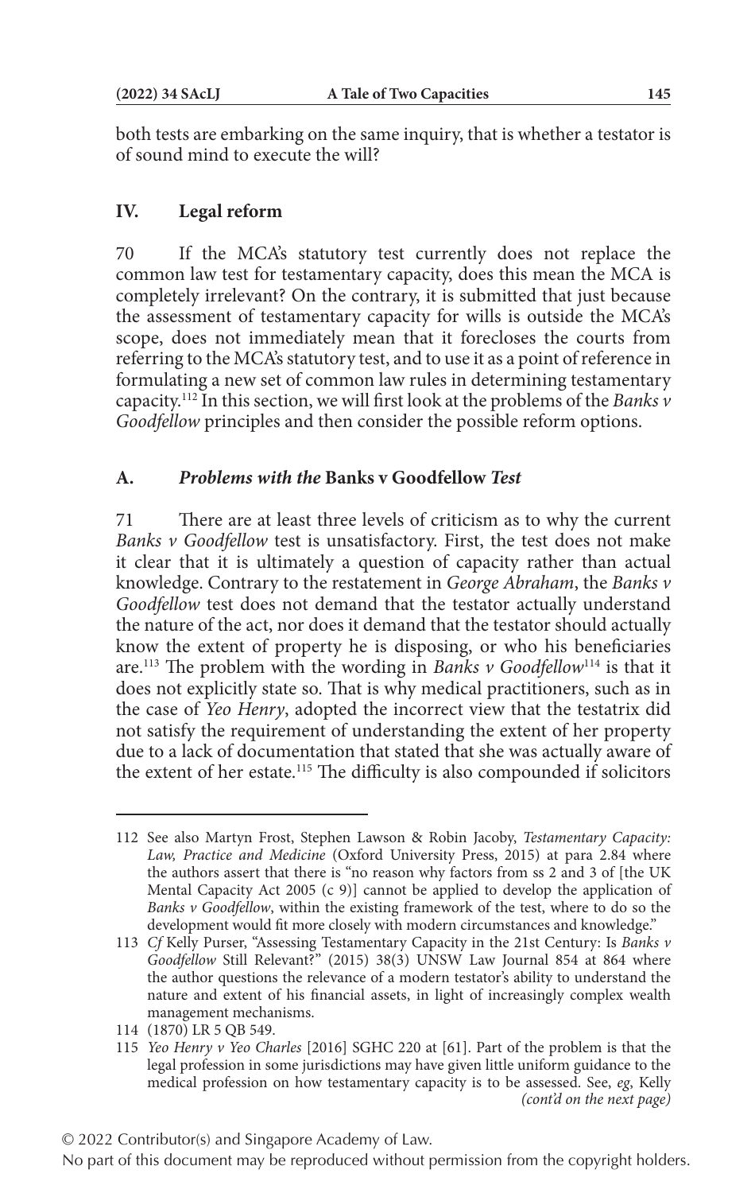both tests are embarking on the same inquiry, that is whether a testator is of sound mind to execute the will?

## IV. Legal reform

70 If the MCA's statutory test currently does not replace the common law test for testamentary capacity, does this mean the MCA is completely irrelevant? On the contrary, it is submitted that just because the assessment of testamentary capacity for wills is outside the MCA's scope, does not immediately mean that it forecloses the courts from referring to the MCA's statutory test, and to use it as a point of reference in formulating a new set of common law rules in determining testamentary capacity.[112] In this section, we will first look at the problems of the *Banks v Goodfellow* principles and then consider the possible reform options.

### A. *Problems with the* Banks v Goodfellow *Test*

71 There are at least three levels of criticism as to why the current *Banks v Goodfellow* test is unsatisfactory. First, the test does not make it clear that it is ultimately a question of capacity rather than actual knowledge. Contrary to the restatement in *George Abraham*, the *Banks v Goodfellow* test does not demand that the testator actually understand the nature of the act, nor does it demand that the testator should actually know the extent of property he is disposing, or who his beneficiaries are.[113] The problem with the wording in *Banks v Goodfellow*[114] is that it does not explicitly state so. That is why medical practitioners, such as in the case of *Yeo Henry*, adopted the incorrect view that the testatrix did not satisfy the requirement of understanding the extent of her property due to a lack of documentation that stated that she was actually aware of the extent of her estate.[115] The difficulty is also compounded if solicitors

---

112 See also Martyn Frost, Stephen Lawson & Robin Jacoby, *Testamentary Capacity: Law, Practice and Medicine* (Oxford University Press, 2015) at para 2.84 where the authors assert that there is "no reason why factors from ss 2 and 3 of [the UK Mental Capacity Act 2005 (c 9)] cannot be applied to develop the application of *Banks v Goodfellow*, within the existing framework of the test, where to do so the development would fit more closely with modern circumstances and knowledge."

113 *Cf* Kelly Purser, "Assessing Testamentary Capacity in the 21st Century: Is *Banks v Goodfellow* Still Relevant?" (2015) 38(3) UNSW Law Journal 854 at 864 where the author questions the relevance of a modern testator's ability to understand the nature and extent of his financial assets, in light of increasingly complex wealth management mechanisms.

114 (1870) LR 5 QB 549.

115 *Yeo Henry v Yeo Charles* [2016] SGHC 220 at [61]. Part of the problem is that the legal profession in some jurisdictions may have given little uniform guidance to the medical profession on how testamentary capacity is to be assessed. See, *eg*, Kelly *(cont'd on the next page)*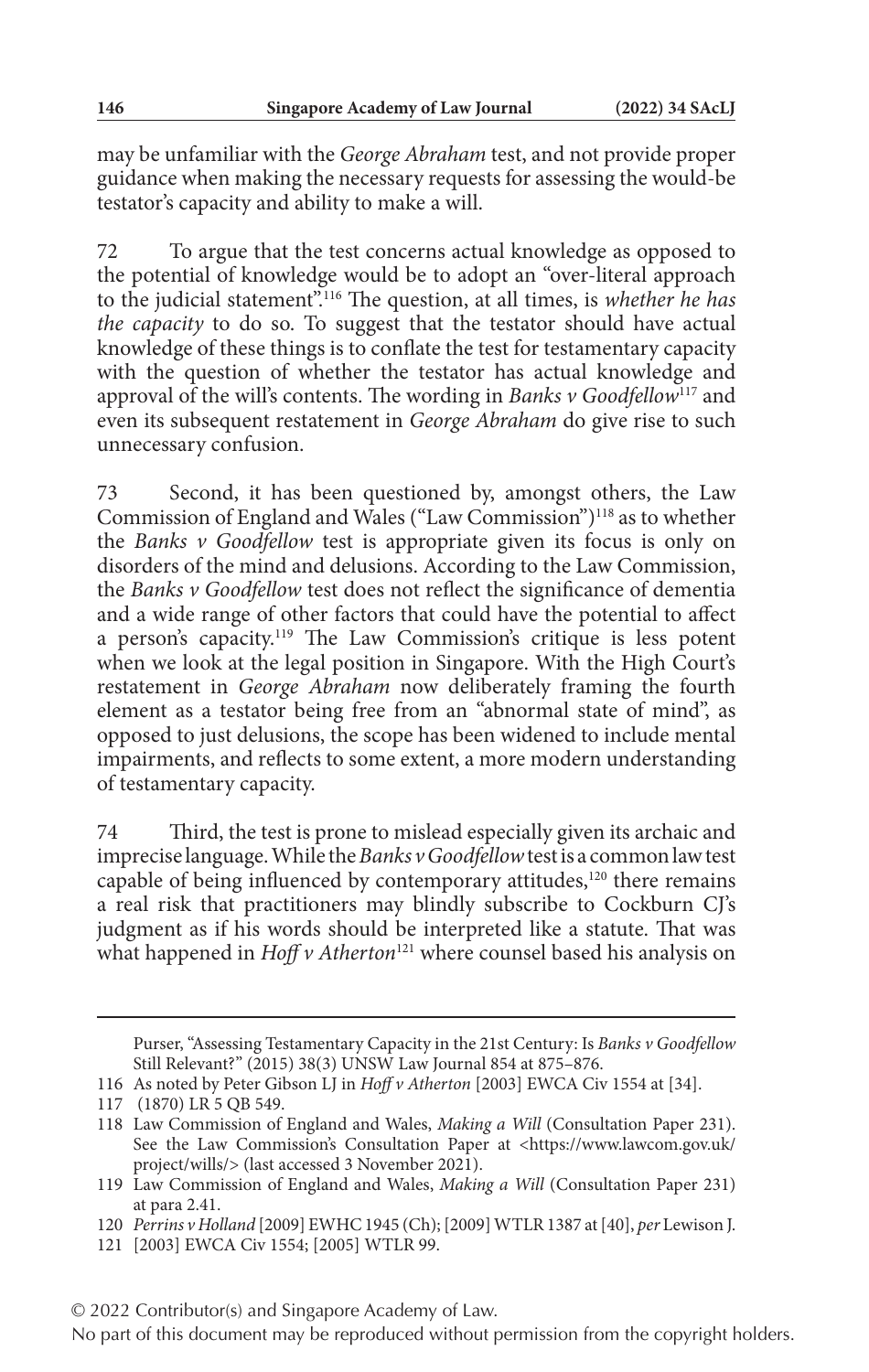may be unfamiliar with the *George Abraham* test, and not provide proper guidance when making the necessary requests for assessing the would-be testator's capacity and ability to make a will.

72 To argue that the test concerns actual knowledge as opposed to the potential of knowledge would be to adopt an "over-literal approach to the judicial statement".[116] The question, at all times, is *whether he has the capacity* to do so. To suggest that the testator should have actual knowledge of these things is to conflate the test for testamentary capacity with the question of whether the testator has actual knowledge and approval of the will's contents. The wording in *Banks v Goodfellow*[117] and even its subsequent restatement in *George Abraham* do give rise to such unnecessary confusion.

73 Second, it has been questioned by, amongst others, the Law Commission of England and Wales ("Law Commission")[118] as to whether the *Banks v Goodfellow* test is appropriate given its focus is only on disorders of the mind and delusions. According to the Law Commission, the *Banks v Goodfellow* test does not reflect the significance of dementia and a wide range of other factors that could have the potential to affect a person's capacity.[119] The Law Commission's critique is less potent when we look at the legal position in Singapore. With the High Court's restatement in *George Abraham* now deliberately framing the fourth element as a testator being free from an "abnormal state of mind", as opposed to just delusions, the scope has been widened to include mental impairments, and reflects to some extent, a more modern understanding of testamentary capacity.

74 Third, the test is prone to mislead especially given its archaic and imprecise language. While the *Banks v Goodfellow* test is a common law test capable of being influenced by contemporary attitudes,[120] there remains a real risk that practitioners may blindly subscribe to Cockburn CJ's judgment as if his words should be interpreted like a statute. That was what happened in *Hoff v Atherton*[121] where counsel based his analysis on

---

Purser, "Assessing Testamentary Capacity in the 21st Century: Is *Banks v Goodfellow* Still Relevant?" (2015) 38(3) UNSW Law Journal 854 at 875–876.

116 As noted by Peter Gibson LJ in *Hoff v Atherton* [2003] EWCA Civ 1554 at [34].

117 (1870) LR 5 QB 549.

118 Law Commission of England and Wales, *Making a Will* (Consultation Paper 231). See the Law Commission's Consultation Paper at <https://www.lawcom.gov.uk/project/wills/> (last accessed 3 November 2021).

119 Law Commission of England and Wales, *Making a Will* (Consultation Paper 231) at para 2.41.

120 *Perrins v Holland* [2009] EWHC 1945 (Ch); [2009] WTLR 1387 at [40], *per* Lewison J.

121 [2003] EWCA Civ 1554; [2005] WTLR 99.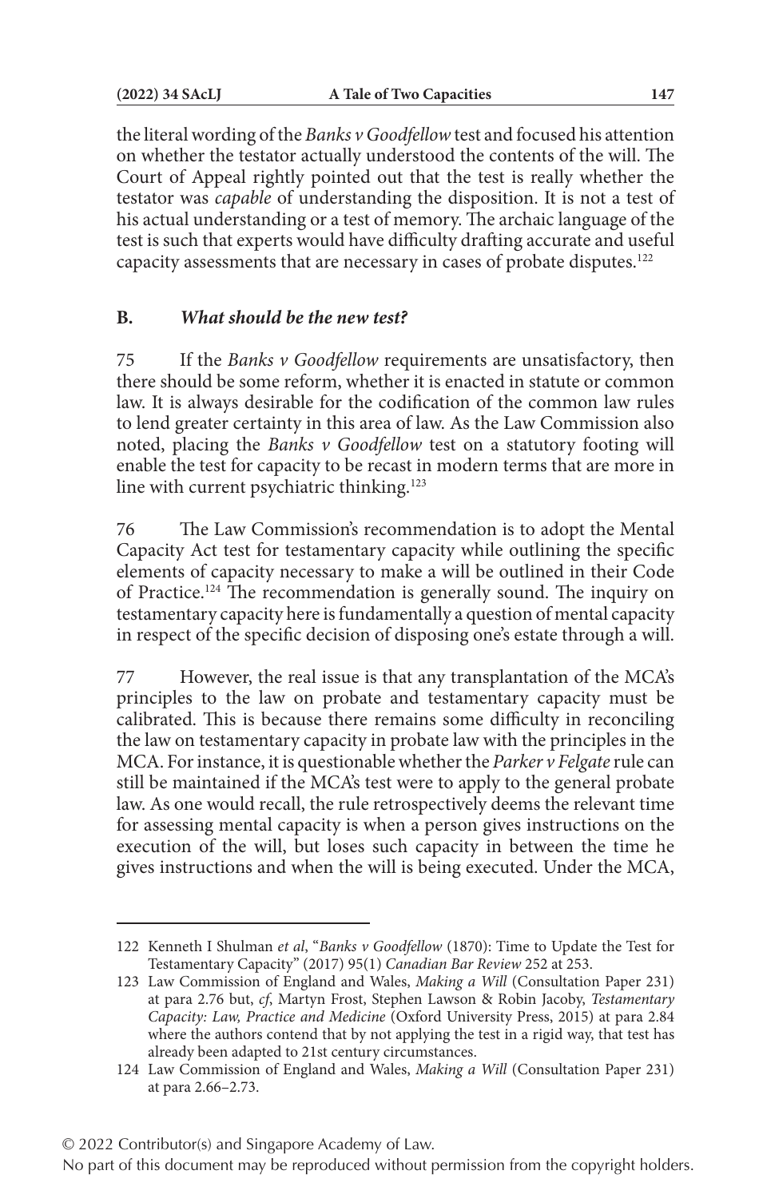the literal wording of the *Banks v Goodfellow* test and focused his attention on whether the testator actually understood the contents of the will. The Court of Appeal rightly pointed out that the test is really whether the testator was *capable* of understanding the disposition. It is not a test of his actual understanding or a test of memory. The archaic language of the test is such that experts would have difficulty drafting accurate and useful capacity assessments that are necessary in cases of probate disputes.[122]

### B. *What should be the new test?*

75 If the *Banks v Goodfellow* requirements are unsatisfactory, then there should be some reform, whether it is enacted in statute or common law. It is always desirable for the codification of the common law rules to lend greater certainty in this area of law. As the Law Commission also noted, placing the *Banks v Goodfellow* test on a statutory footing will enable the test for capacity to be recast in modern terms that are more in line with current psychiatric thinking.[123]

76 The Law Commission's recommendation is to adopt the Mental Capacity Act test for testamentary capacity while outlining the specific elements of capacity necessary to make a will be outlined in their Code of Practice.[124] The recommendation is generally sound. The inquiry on testamentary capacity here is fundamentally a question of mental capacity in respect of the specific decision of disposing one's estate through a will.

77 However, the real issue is that any transplantation of the MCA's principles to the law on probate and testamentary capacity must be calibrated. This is because there remains some difficulty in reconciling the law on testamentary capacity in probate law with the principles in the MCA. For instance, it is questionable whether the *Parker v Felgate* rule can still be maintained if the MCA's test were to apply to the general probate law. As one would recall, the rule retrospectively deems the relevant time for assessing mental capacity is when a person gives instructions on the execution of the will, but loses such capacity in between the time he gives instructions and when the will is being executed. Under the MCA,

---

122 Kenneth I Shulman *et al*, "*Banks v Goodfellow* (1870): Time to Update the Test for Testamentary Capacity" (2017) 95(1) *Canadian Bar Review* 252 at 253.

123 Law Commission of England and Wales, *Making a Will* (Consultation Paper 231) at para 2.76 but, *cf*, Martyn Frost, Stephen Lawson & Robin Jacoby, *Testamentary Capacity: Law, Practice and Medicine* (Oxford University Press, 2015) at para 2.84 where the authors contend that by not applying the test in a rigid way, that test has already been adapted to 21st century circumstances.

124 Law Commission of England and Wales, *Making a Will* (Consultation Paper 231) at para 2.66–2.73.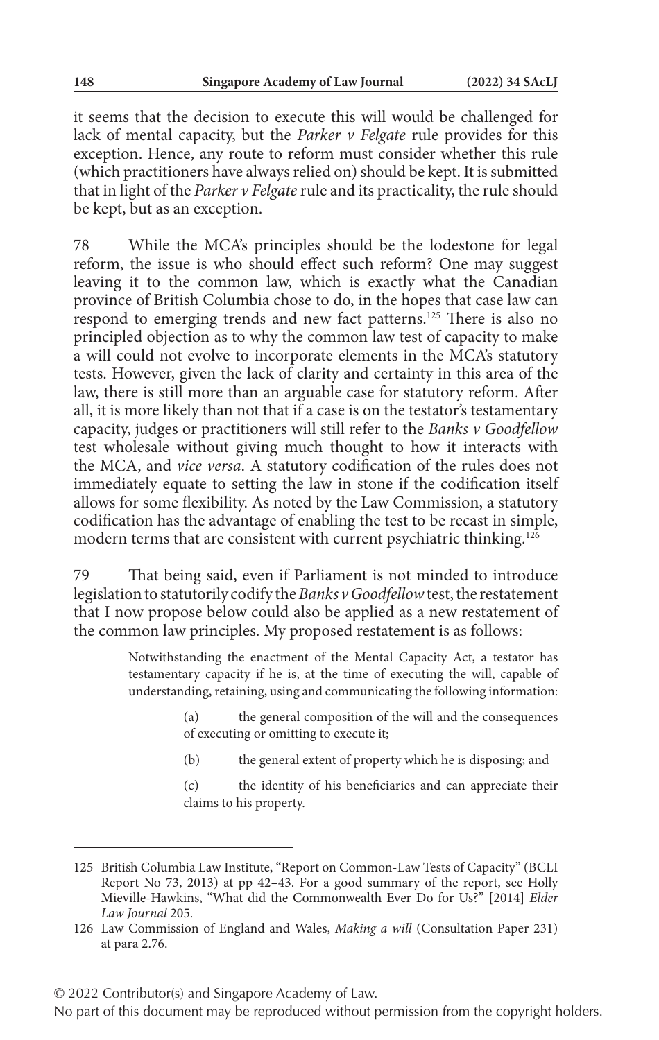it seems that the decision to execute this will would be challenged for lack of mental capacity, but the *Parker v Felgate* rule provides for this exception. Hence, any route to reform must consider whether this rule (which practitioners have always relied on) should be kept. It is submitted that in light of the *Parker v Felgate* rule and its practicality, the rule should be kept, but as an exception.

78 While the MCA's principles should be the lodestone for legal reform, the issue is who should effect such reform? One may suggest leaving it to the common law, which is exactly what the Canadian province of British Columbia chose to do, in the hopes that case law can respond to emerging trends and new fact patterns.[125] There is also no principled objection as to why the common law test of capacity to make a will could not evolve to incorporate elements in the MCA's statutory tests. However, given the lack of clarity and certainty in this area of the law, there is still more than an arguable case for statutory reform. After all, it is more likely than not that if a case is on the testator's testamentary capacity, judges or practitioners will still refer to the *Banks v Goodfellow* test wholesale without giving much thought to how it interacts with the MCA, and *vice versa*. A statutory codification of the rules does not immediately equate to setting the law in stone if the codification itself allows for some flexibility. As noted by the Law Commission, a statutory codification has the advantage of enabling the test to be recast in simple, modern terms that are consistent with current psychiatric thinking.[126]

79 That being said, even if Parliament is not minded to introduce legislation to statutorily codify the *Banks v Goodfellow* test, the restatement that I now propose below could also be applied as a new restatement of the common law principles. My proposed restatement is as follows:

> Notwithstanding the enactment of the Mental Capacity Act, a testator has testamentary capacity if he is, at the time of executing the will, capable of understanding, retaining, using and communicating the following information:
>
> (a) the general composition of the will and the consequences of executing or omitting to execute it;
>
> (b) the general extent of property which he is disposing; and
>
> (c) the identity of his beneficiaries and can appreciate their claims to his property.

---

125 British Columbia Law Institute, "Report on Common-Law Tests of Capacity" (BCLI Report No 73, 2013) at pp 42–43. For a good summary of the report, see Holly Mieville-Hawkins, "What did the Commonwealth Ever Do for Us?" [2014] *Elder Law Journal* 205.

126 Law Commission of England and Wales, *Making a will* (Consultation Paper 231) at para 2.76.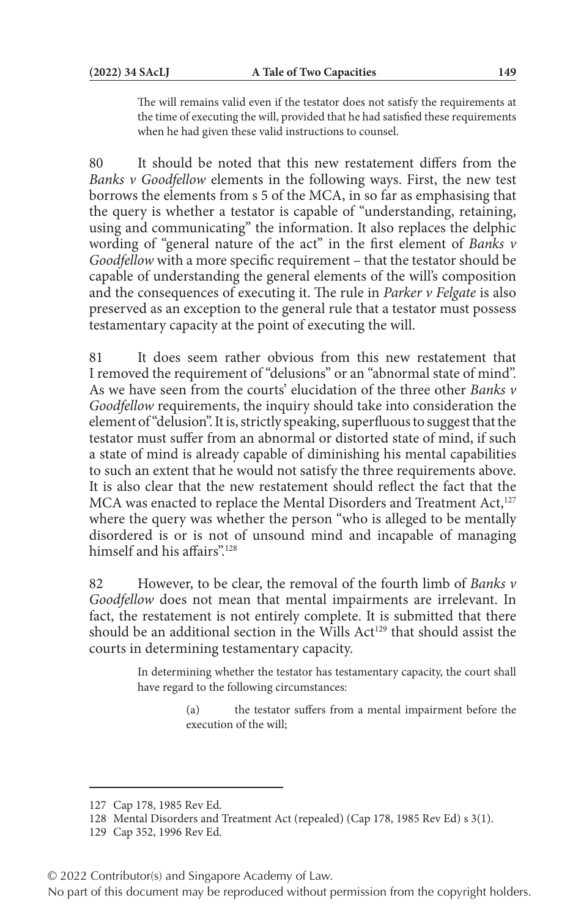> The will remains valid even if the testator does not satisfy the requirements at the time of executing the will, provided that he had satisfied these requirements when he had given these valid instructions to counsel.

80 It should be noted that this new restatement differs from the *Banks v Goodfellow* elements in the following ways. First, the new test borrows the elements from s 5 of the MCA, in so far as emphasising that the query is whether a testator is capable of "understanding, retaining, using and communicating" the information. It also replaces the delphic wording of "general nature of the act" in the first element of *Banks v Goodfellow* with a more specific requirement – that the testator should be capable of understanding the general elements of the will's composition and the consequences of executing it. The rule in *Parker v Felgate* is also preserved as an exception to the general rule that a testator must possess testamentary capacity at the point of executing the will.

81 It does seem rather obvious from this new restatement that I removed the requirement of "delusions" or an "abnormal state of mind". As we have seen from the courts' elucidation of the three other *Banks v Goodfellow* requirements, the inquiry should take into consideration the element of "delusion". It is, strictly speaking, superfluous to suggest that the testator must suffer from an abnormal or distorted state of mind, if such a state of mind is already capable of diminishing his mental capabilities to such an extent that he would not satisfy the three requirements above. It is also clear that the new restatement should reflect the fact that the MCA was enacted to replace the Mental Disorders and Treatment Act,[127] where the query was whether the person "who is alleged to be mentally disordered is or is not of unsound mind and incapable of managing himself and his affairs".[128]

82 However, to be clear, the removal of the fourth limb of *Banks v Goodfellow* does not mean that mental impairments are irrelevant. In fact, the restatement is not entirely complete. It is submitted that there should be an additional section in the Wills Act[129] that should assist the courts in determining testamentary capacity.

> In determining whether the testator has testamentary capacity, the court shall have regard to the following circumstances:
>
> (a) the testator suffers from a mental impairment before the execution of the will;

---

127 Cap 178, 1985 Rev Ed.

128 Mental Disorders and Treatment Act (repealed) (Cap 178, 1985 Rev Ed) s 3(1).

129 Cap 352, 1996 Rev Ed.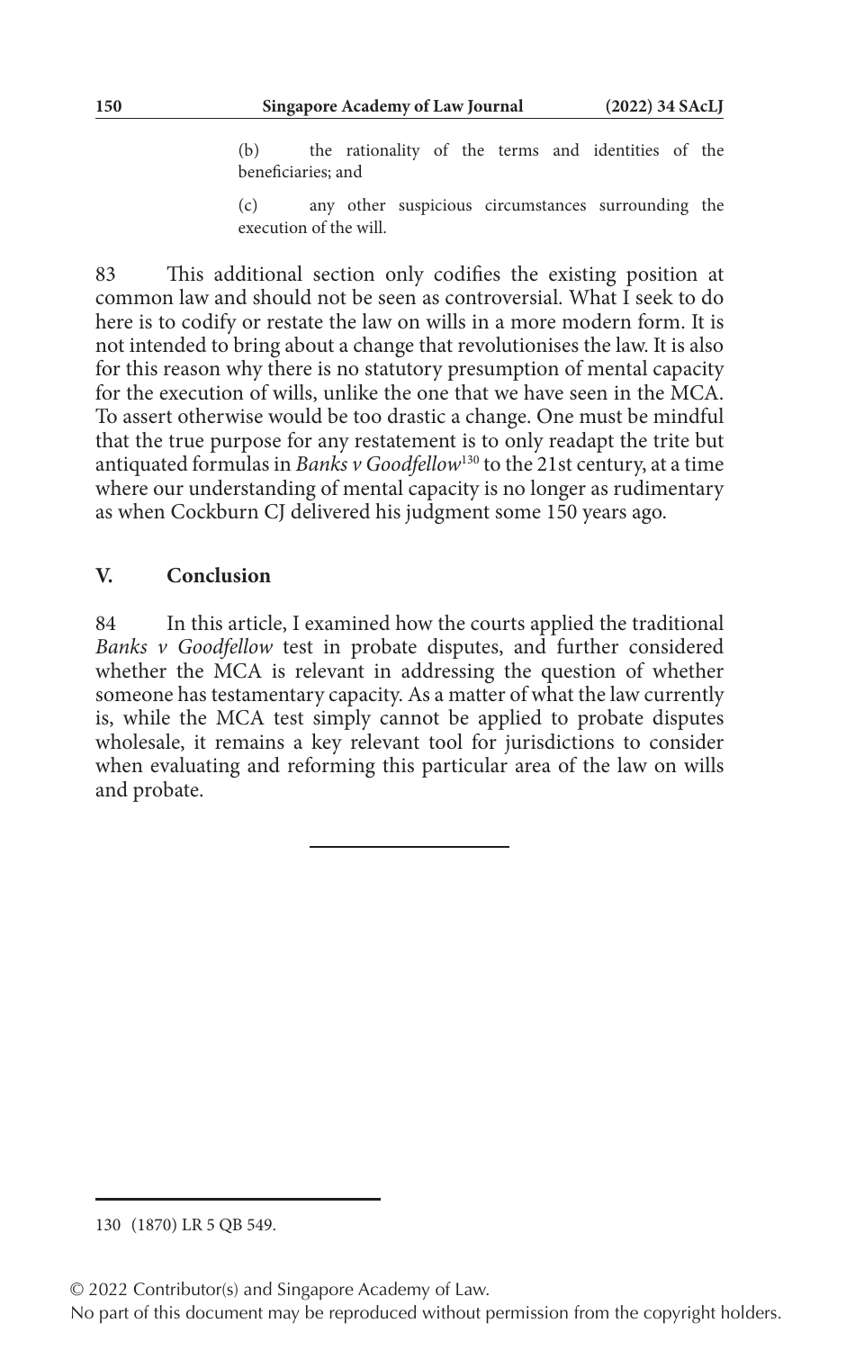(b) the rationality of the terms and identities of the beneficiaries; and

(c) any other suspicious circumstances surrounding the execution of the will.

83 This additional section only codifies the existing position at common law and should not be seen as controversial. What I seek to do here is to codify or restate the law on wills in a more modern form. It is not intended to bring about a change that revolutionises the law. It is also for this reason why there is no statutory presumption of mental capacity for the execution of wills, unlike the one that we have seen in the MCA. To assert otherwise would be too drastic a change. One must be mindful that the true purpose for any restatement is to only readapt the trite but antiquated formulas in *Banks v Goodfellow*[130] to the 21st century, at a time where our understanding of mental capacity is no longer as rudimentary as when Cockburn CJ delivered his judgment some 150 years ago.

## V. Conclusion

84 In this article, I examined how the courts applied the traditional *Banks v Goodfellow* test in probate disputes, and further considered whether the MCA is relevant in addressing the question of whether someone has testamentary capacity. As a matter of what the law currently is, while the MCA test simply cannot be applied to probate disputes wholesale, it remains a key relevant tool for jurisdictions to consider when evaluating and reforming this particular area of the law on wills and probate.

---

130 (1870) LR 5 QB 549.

© 2022 Contributor(s) and Singapore Academy of Law.
No part of this document may be reproduced without permission from the copyright holders.